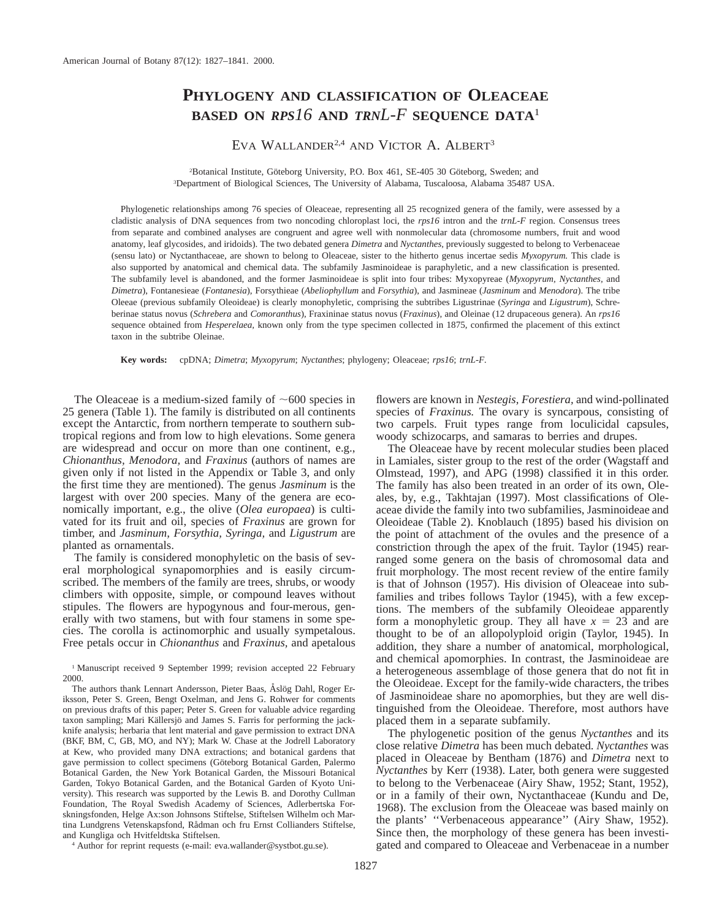# PHYLOGENY AND CLASSIFICATION OF OLEACEAE BASED ON *RPS16* AND *TRNL-F* SEQUENCE DATA[1]

EVA WALLANDER[2,4] AND VICTOR A. ALBERT[3]

[2]Botanical Institute, Göteborg University, P.O. Box 461, SE-405 30 Göteborg, Sweden; and
[3]Department of Biological Sciences, The University of Alabama, Tuscaloosa, Alabama 35487 USA.

Phylogenetic relationships among 76 species of Oleaceae, representing all 25 recognized genera of the family, were assessed by a cladistic analysis of DNA sequences from two noncoding chloroplast loci, the *rps16* intron and the *trnL-F* region. Consensus trees from separate and combined analyses are congruent and agree well with nonmolecular data (chromosome numbers, fruit and wood anatomy, leaf glycosides, and iridoids). The two debated genera *Dimetra* and *Nyctanthes,* previously suggested to belong to Verbenaceae (sensu lato) or Nyctanthaceae, are shown to belong to Oleaceae, sister to the hitherto genus incertae sedis *Myxopyrum.* This clade is also supported by anatomical and chemical data. The subfamily Jasminoideae is paraphyletic, and a new classification is presented. The subfamily level is abandoned, and the former Jasminoideae is split into four tribes: Myxopyreae (*Myxopyrum, Nyctanthes,* and *Dimetra*), Fontanesieae (*Fontanesia*), Forsythieae (*Abeliophyllum* and *Forsythia*), and Jasmineae (*Jasminum* and *Menodora*). The tribe Oleeae (previous subfamily Oleoideae) is clearly monophyletic, comprising the subtribes Ligustrinae (*Syringa* and *Ligustrum*), Schreberinae status novus (*Schrebera* and *Comoranthus*), Fraxininae status novus (*Fraxinus*), and Oleinae (12 drupaceous genera). An *rps16* sequence obtained from *Hesperelaea,* known only from the type specimen collected in 1875, confirmed the placement of this extinct taxon in the subtribe Oleinae.

**Key words:** cpDNA; *Dimetra*; *Myxopyrum*; *Nyctanthes*; phylogeny; Oleaceae; *rps16*; *trnL-F.*

The Oleaceae is a medium-sized family of ~600 species in 25 genera (Table 1). The family is distributed on all continents except the Antarctic, from northern temperate to southern subtropical regions and from low to high elevations. Some genera are widespread and occur on more than one continent, e.g., *Chionanthus, Menodora,* and *Fraxinus* (authors of names are given only if not listed in the Appendix or Table 3, and only the first time they are mentioned). The genus *Jasminum* is the largest with over 200 species. Many of the genera are economically important, e.g., the olive (*Olea europaea*) is cultivated for its fruit and oil, species of *Fraxinus* are grown for timber, and *Jasminum, Forsythia, Syringa,* and *Ligustrum* are planted as ornamentals.

The family is considered monophyletic on the basis of several morphological synapomorphies and is easily circumscribed. The members of the family are trees, shrubs, or woody climbers with opposite, simple, or compound leaves without stipules. The flowers are hypogynous and four-merous, generally with two stamens, but with four stamens in some species. The corolla is actinomorphic and usually sympetalous. Free petals occur in *Chionanthus* and *Fraxinus,* and apetalous flowers are known in *Nestegis, Forestiera,* and wind-pollinated species of *Fraxinus.* The ovary is syncarpous, consisting of two carpels. Fruit types range from loculicidal capsules, woody schizocarps, and samaras to berries and drupes.

The Oleaceae have by recent molecular studies been placed in Lamiales, sister group to the rest of the order (Wagstaff and Olmstead, 1997), and APG (1998) classified it in this order. The family has also been treated in an order of its own, Oleales, by, e.g., Takhtajan (1997). Most classifications of Oleaceae divide the family into two subfamilies, Jasminoideae and Oleoideae (Table 2). Knoblauch (1895) based his division on the point of attachment of the ovules and the presence of a constriction through the apex of the fruit. Taylor (1945) rearranged some genera on the basis of chromosomal data and fruit morphology. The most recent review of the entire family is that of Johnson (1957). His division of Oleaceae into subfamilies and tribes follows Taylor (1945), with a few exceptions. The members of the subfamily Oleoideae apparently form a monophyletic group. They all have $x = 23$ and are thought to be of an allopolyploid origin (Taylor, 1945). In addition, they share a number of anatomical, morphological, and chemical apomorphies. In contrast, the Jasminoideae are a heterogeneous assemblage of those genera that do not fit in the Oleoideae. Except for the family-wide characters, the tribes of Jasminoideae share no apomorphies, but they are well distinguished from the Oleoideae. Therefore, most authors have placed them in a separate subfamily.

The phylogenetic position of the genus *Nyctanthes* and its close relative *Dimetra* has been much debated. *Nyctanthes* was placed in Oleaceae by Bentham (1876) and *Dimetra* next to *Nyctanthes* by Kerr (1938). Later, both genera were suggested to belong to the Verbenaceae (Airy Shaw, 1952; Stant, 1952), or in a family of their own, Nyctanthaceae (Kundu and De, 1968). The exclusion from the Oleaceae was based mainly on the plants' "Verbenaceous appearance" (Airy Shaw, 1952). Since then, the morphology of these genera has been investigated and compared to Oleaceae and Verbenaceae in a number

[1] Manuscript received 9 September 1999; revision accepted 22 February 2000.

The authors thank Lennart Andersson, Pieter Baas, Åslög Dahl, Roger Eriksson, Peter S. Green, Bengt Oxelman, and Jens G. Rohwer for comments on previous drafts of this paper; Peter S. Green for valuable advice regarding taxon sampling; Mari Källersjö and James S. Farris for performing the jackknife analysis; herbaria that lent material and gave permission to extract DNA (BKF, BM, C, GB, MO, and NY); Mark W. Chase at the Jodrell Laboratory at Kew, who provided many DNA extractions; and botanical gardens that gave permission to collect specimens (Göteborg Botanical Garden, Palermo Botanical Garden, the New York Botanical Garden, the Missouri Botanical Garden, Tokyo Botanical Garden, and the Botanical Garden of Kyoto University). This research was supported by the Lewis B. and Dorothy Cullman Foundation, The Royal Swedish Academy of Sciences, Adlerbertska Forskningsfonden, Helge Ax:son Johnsons Stiftelse, Stiftelsen Wilhelm och Martina Lundgrens Vetenskapsfond, Rådman och fru Ernst Collianders Stiftelse, and Kungliga och Hvitfeldtska Stiftelsen.

[4] Author for reprint requests (e-mail: eva.wallander@systbot.gu.se).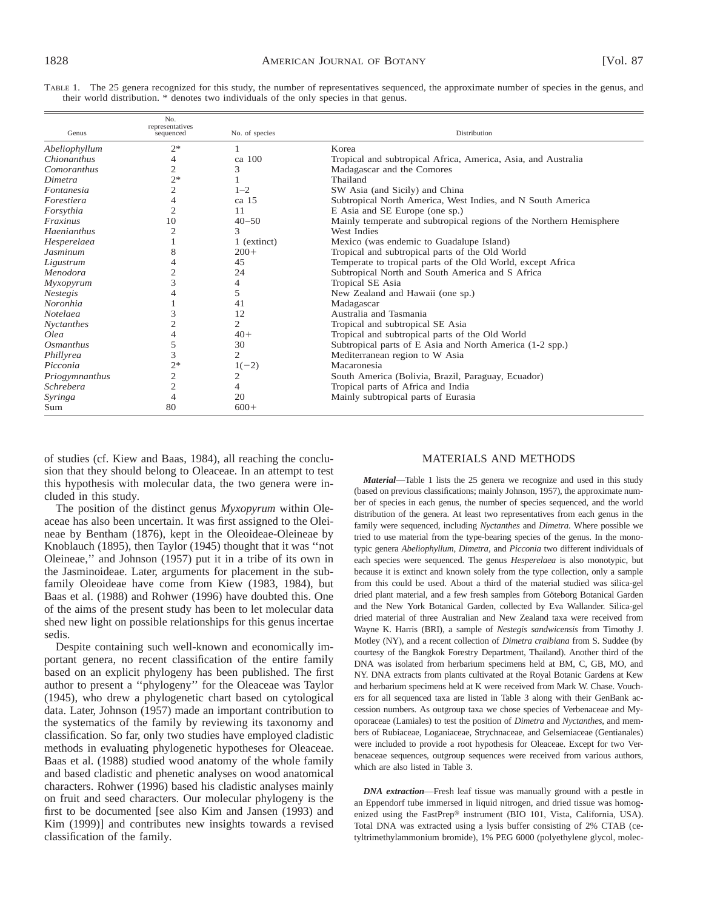TABLE 1. The 25 genera recognized for this study, the number of representatives sequenced, the approximate number of species in the genus, and their world distribution. * denotes two individuals of the only species in that genus.

| Genus | No. representatives sequenced | No. of species | Distribution |
|---|---|---|---|
| *Abeliophyllum* | 2* | 1 | Korea |
| *Chionanthus* | 4 | ca 100 | Tropical and subtropical Africa, America, Asia, and Australia |
| *Comoranthus* | 2 | 3 | Madagascar and the Comores |
| *Dimetra* | 2* | 1 | Thailand |
| *Fontanesia* | 2 | 1–2 | SW Asia (and Sicily) and China |
| *Forestiera* | 4 | ca 15 | Subtropical North America, West Indies, and N South America |
| *Forsythia* | 2 | 11 | E Asia and SE Europe (one sp.) |
| *Fraxinus* | 10 | 40–50 | Mainly temperate and subtropical regions of the Northern Hemisphere |
| *Haenianthus* | 2 | 3 | West Indies |
| *Hesperelaea* | 1 | 1 (extinct) | Mexico (was endemic to Guadalupe Island) |
| *Jasminum* | 8 | 200+ | Tropical and subtropical parts of the Old World |
| *Ligustrum* | 4 | 45 | Temperate to tropical parts of the Old World, except Africa |
| *Menodora* | 2 | 24 | Subtropical North and South America and S Africa |
| *Myxopyrum* | 3 | 4 | Tropical SE Asia |
| *Nestegis* | 4 | 5 | New Zealand and Hawaii (one sp.) |
| *Noronhia* | 1 | 41 | Madagascar |
| *Notelaea* | 3 | 12 | Australia and Tasmania |
| *Nyctanthes* | 2 | 2 | Tropical and subtropical SE Asia |
| *Olea* | 4 | 40+ | Tropical and subtropical parts of the Old World |
| *Osmanthus* | 5 | 30 | Subtropical parts of E Asia and North America (1-2 spp.) |
| *Phillyrea* | 3 | 2 | Mediterranean region to W Asia |
| *Picconia* | 2* | 1(−2) | Macaronesia |
| *Priogymnanthus* | 2 | 2 | South America (Bolivia, Brazil, Paraguay, Ecuador) |
| *Schrebera* | 2 | 4 | Tropical parts of Africa and India |
| *Syringa* | 4 | 20 | Mainly subtropical parts of Eurasia |
| Sum | 80 | 600+ | |

of studies (cf. Kiew and Baas, 1984), all reaching the conclusion that they should belong to Oleaceae. In an attempt to test this hypothesis with molecular data, the two genera were included in this study.

The position of the distinct genus *Myxopyrum* within Oleaceae has also been uncertain. It was first assigned to the Oleineae by Bentham (1876), kept in the Oleoideae-Oleineae by Knoblauch (1895), then Taylor (1945) thought that it was ''not Oleineae,'' and Johnson (1957) put it in a tribe of its own in the Jasminoideae. Later, arguments for placement in the subfamily Oleoideae have come from Kiew (1983, 1984), but Baas et al. (1988) and Rohwer (1996) have doubted this. One of the aims of the present study has been to let molecular data shed new light on possible relationships for this genus incertae sedis.

Despite containing such well-known and economically important genera, no recent classification of the entire family based on an explicit phylogeny has been published. The first author to present a ''phylogeny'' for the Oleaceae was Taylor (1945), who drew a phylogenetic chart based on cytological data. Later, Johnson (1957) made an important contribution to the systematics of the family by reviewing its taxonomy and classification. So far, only two studies have employed cladistic methods in evaluating phylogenetic hypotheses for Oleaceae. Baas et al. (1988) studied wood anatomy of the whole family and based cladistic and phenetic analyses on wood anatomical characters. Rohwer (1996) based his cladistic analyses mainly on fruit and seed characters. Our molecular phylogeny is the first to be documented [see also Kim and Jansen (1993) and Kim (1999)] and contributes new insights towards a revised classification of the family.

## MATERIALS AND METHODS

***Material***—Table 1 lists the 25 genera we recognize and used in this study (based on previous classifications; mainly Johnson, 1957), the approximate number of species in each genus, the number of species sequenced, and the world distribution of the genera. At least two representatives from each genus in the family were sequenced, including *Nyctanthes* and *Dimetra.* Where possible we tried to use material from the type-bearing species of the genus. In the monotypic genera *Abeliophyllum, Dimetra,* and *Picconia* two different individuals of each species were sequenced. The genus *Hesperelaea* is also monotypic, but because it is extinct and known solely from the type collection, only a sample from this could be used. About a third of the material studied was silica-gel dried plant material, and a few fresh samples from Göteborg Botanical Garden and the New York Botanical Garden, collected by Eva Wallander. Silica-gel dried material of three Australian and New Zealand taxa were received from Wayne K. Harris (BRI), a sample of *Nestegis sandwicensis* from Timothy J. Motley (NY), and a recent collection of *Dimetra craibiana* from S. Suddee (by courtesy of the Bangkok Forestry Department, Thailand). Another third of the DNA was isolated from herbarium specimens held at BM, C, GB, MO, and NY. DNA extracts from plants cultivated at the Royal Botanic Gardens at Kew and herbarium specimens held at K were received from Mark W. Chase. Vouchers for all sequenced taxa are listed in Table 3 along with their GenBank accession numbers. As outgroup taxa we chose species of Verbenaceae and Myoporaceae (Lamiales) to test the position of *Dimetra* and *Nyctanthes,* and members of Rubiaceae, Loganiaceae, Strychnaceae, and Gelsemiaceae (Gentianales) were included to provide a root hypothesis for Oleaceae. Except for two Verbenaceae sequences, outgroup sequences were received from various authors, which are also listed in Table 3.

***DNA extraction***—Fresh leaf tissue was manually ground with a pestle in an Eppendorf tube immersed in liquid nitrogen, and dried tissue was homogenized using the FastPrep® instrument (BIO 101, Vista, California, USA). Total DNA was extracted using a lysis buffer consisting of 2% CTAB (cetyltrimethylammonium bromide), 1% PEG 6000 (polyethylene glycol, molec-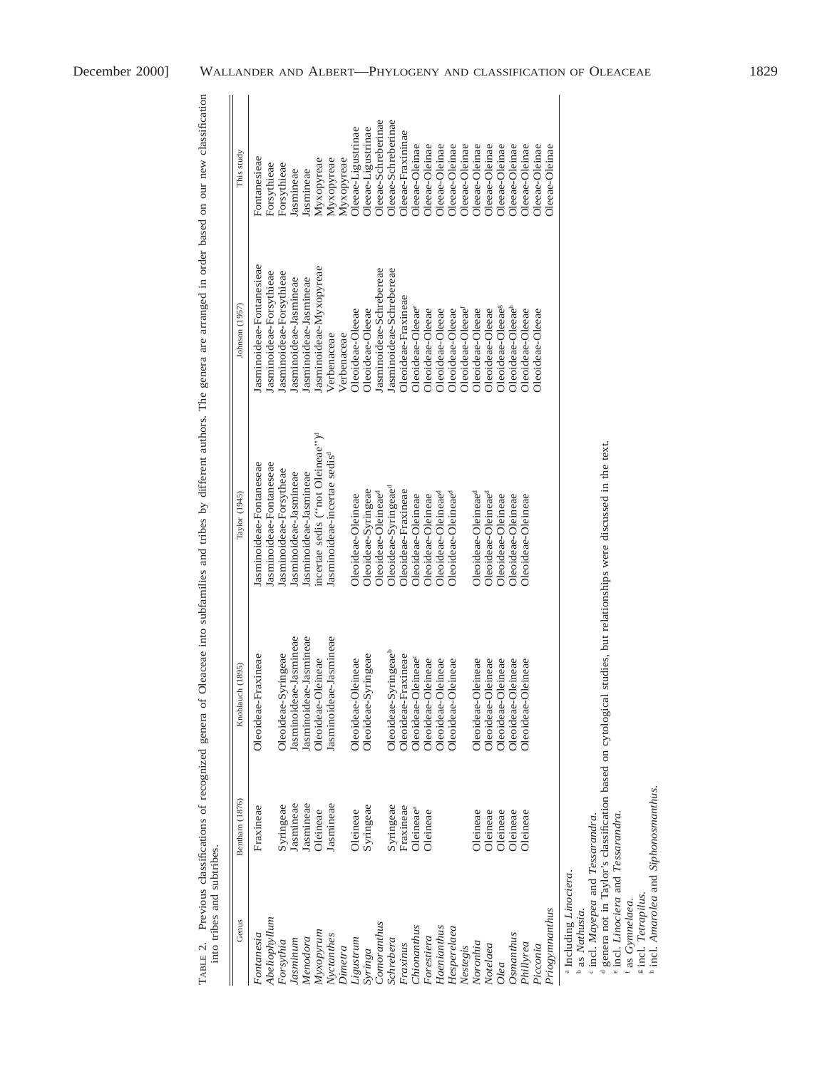TABLE 2. Previous classifications of recognized genera of Oleaceae into subfamilies and tribes by different authors. The genera are arranged in order based on our new classification into tribes and subtribes.

| Genus | Bentham (1876) | Knoblauch (1895) | Taylor (1945) | Johnson (1957) | This study |
|---|---|---|---|---|---|
| *Fontanesia* | Fraxineae | Oleoideae-Fraxineae | Jasminoideae-Fontaneseae | Jasminoideae-Fontanesieae | Fontanesieae |
| *Abeliophyllum* | | | Jasminoideae-Fontaneseae | Jasminoideae-Forsythieae | Forsythieae |
| *Forsythia* | Syringeae | Oleoideae-Syringeae | Jasminoideae-Forsytheae | Jasminoideae-Forsythieae | Forsythieae |
| *Jasminum* | Jasmineae | Jasminoideae-Jasmineae | Jasminoideae-Jasmineae | Jasminoideae-Jasmineae | Jasmineae |
| *Menodora* | Jasmineae | Jasminoideae-Jasmineae | Jasminoideae-Jasmineae | Jasminoideae-Jasmineae | Jasmineae |
| *Myxopyrum* | Oleineae | Oleoideae-Oleineae | incertae sedis ("not Oleineae")[d] | Jasminoideae-Myxopyreae | Myxopyreae |
| *Nyctanthes* | Jasmineae | Jasminoideae-Jasmineae | Jasminoideae-incertae sedis[d] | Verbenaceae | Myxopyreae |
| *Dimetra* | | | | Verbenaceae | Myxopyreae |
| *Ligustrum* | Oleineae | Oleoideae-Oleineae | Oleoideae-Oleineae | Oleoideae-Oleeae | Oleeae-Ligustrinae |
| *Syringa* | Syringeae | Oleoideae-Syringeae | Oleoideae-Syringeae | Oleoideae-Oleeae | Oleeae-Ligustrinae |
| *Comoranthus* | | | Oleoideae-Oleineae[d] | Jasminoideae-Schrebereae | Oleeae-Schreberinae |
| *Schrebera* | Syringeae | Oleoideae-Syringeae[b] | Oleoideae-Syringeae[d] | Jasminoideae-Schrebereae | Oleeae-Schreberinae |
| *Fraxinus* | Fraxineae | Oleoideae-Fraxineae | Oleoideae-Fraxineae | Oleoideae-Fraxineae | Oleeae-Fraxininae |
| *Chionanthus* | Oleineae[a] | Oleoideae-Oleineae[c] | Oleoideae-Oleineae | Oleoideae-Oleeae[e] | Oleeae-Oleinae |
| *Forestiera* | Oleineae | Oleoideae-Oleineae | Oleoideae-Oleineae | Oleoideae-Oleeae | Oleeae-Oleinae |
| *Haenianthus* | | Oleoideae-Oleineae | Oleoideae-Oleineae[d] | Oleoideae-Oleeae | Oleeae-Oleinae |
| *Hesperelaea* | | Oleoideae-Oleineae | Oleoideae-Oleineae[d] | Oleoideae-Oleeae | Oleeae-Oleinae |
| *Nestegis* | | | | Oleoideae-Oleeae[f] | Oleeae-Oleinae |
| *Noronhia* | Oleineae | Oleoideae-Oleineae | Oleoideae-Oleineae[d] | Oleoideae-Oleeae | Oleeae-Oleinae |
| *Notelaea* | Oleineae | Oleoideae-Oleineae | Oleoideae-Oleineae[d] | Oleoideae-Oleeae | Oleeae-Oleinae |
| *Olea* | Oleineae | Oleoideae-Oleineae | Oleoideae-Oleineae | Oleoideae-Oleeae[g] | Oleeae-Oleinae |
| *Osmanthus* | Oleineae | Oleoideae-Oleineae | Oleoideae-Oleineae | Oleoideae-Oleeae[h] | Oleeae-Oleinae |
| *Phillyrea* | Oleineae | Oleoideae-Oleineae | Oleoideae-Oleineae | Oleoideae-Oleeae | Oleeae-Oleinae |
| *Picconia* | | | | | Oleeae-Oleinae |
| *Priogymnanthus* | | | | | Oleeae-Oleinae |

[a] Including *Linociera*.
[b] as *Nathusia*.
[c] incl. *Mayepea* and *Tessarandra*.
[d] genera not in Taylor's classification based on cytological studies, but relationships were discussed in the text.
[e] incl. *Linociera* and *Tessarandra*.
[f] as *Gymnelaea*.
[g] incl. *Tetrapilus*.
[h] incl. *Amarolea* and *Siphonosmanthus*.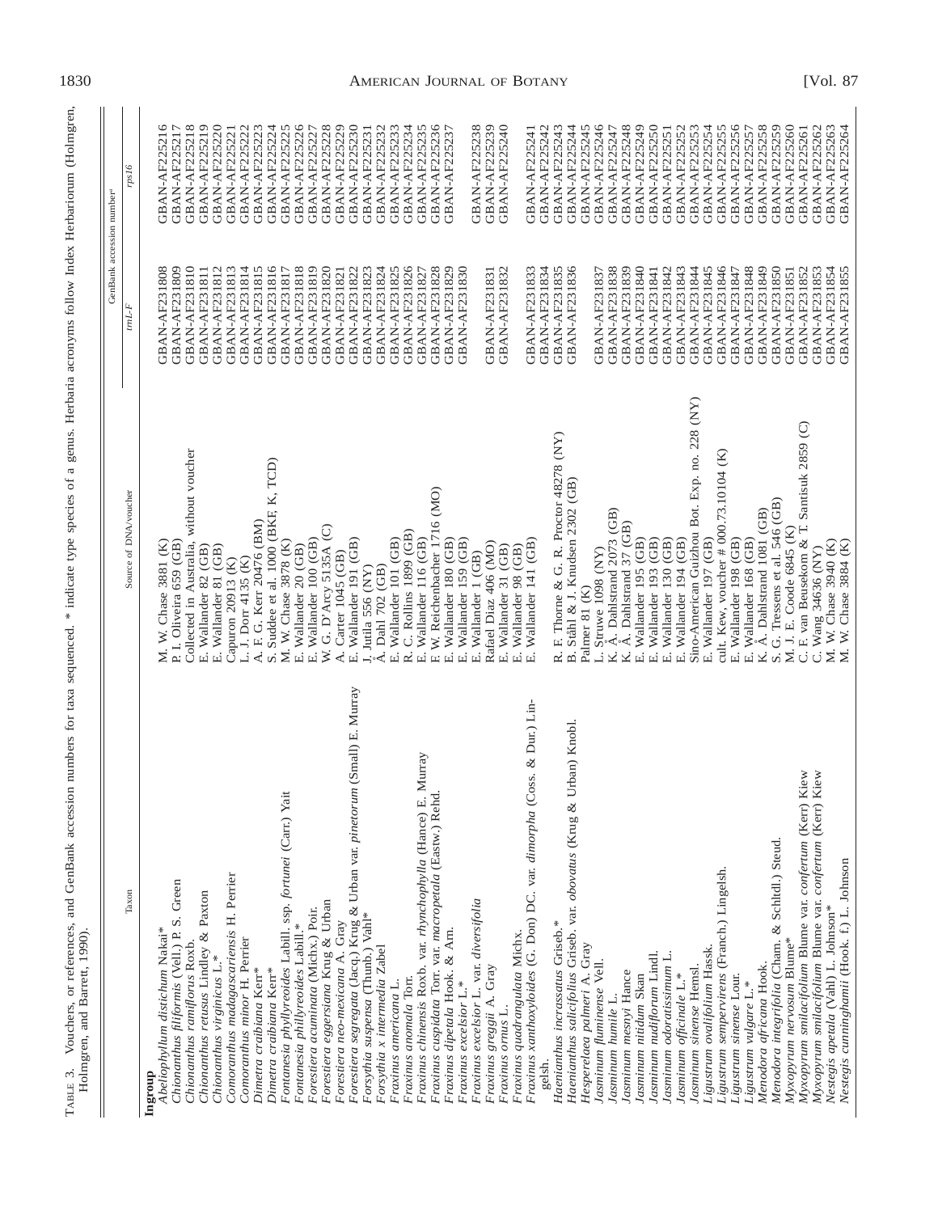TABLE 3. Vouchers, or references, and GenBank accession numbers for taxa sequenced. * indicate type species of a genus. Herbaria acronyms follow Index Herbariorum (Holmgren, Holmgren, and Barrett, 1990).

| Taxon | Source of DNA/voucher | GenBank accession number[a] *trnL-F* | *rps16* |
|---|---|---|---|
| **Ingroup** | | | |
| *Abeliophyllum distichum* Nakai* | M. W. Chase 3881 (K) | GBAN-AF231808 | GBAN-AF225216 |
| *Chionanthus filiformis* (Vell.) P. S. Green | P. I. Oliveira 659 (GB) | GBAN-AF231809 | GBAN-AF225217 |
| *Chionanthus ramiflorus* Roxb. | Collected in Australia, without voucher | GBAN-AF231810 | GBAN-AF225218 |
| *Chionanthus retusus* Lindley & Paxton | E. Wallander 82 (GB) | GBAN-AF231811 | GBAN-AF225219 |
| *Chionanthus virginicus* L.* | E. Wallander 81 (GB) | GBAN-AF231812 | GBAN-AF225220 |
| *Comoranthus madagascariensis* H. Perrier | Capuron 20913 (K) | GBAN-AF231813 | GBAN-AF225221 |
| *Comoranthus minor* H. Perrier | L. J. Dorr 4135 (K) | GBAN-AF231814 | GBAN-AF225222 |
| *Dimetra craibiana* Kerr* | A. F. G. Kerr 20476 (BM) | GBAN-AF231815 | GBAN-AF225223 |
| *Dimetra craibiana* Kerr* | S. Suddee et al. 1000 (BKF, K, TCD) | GBAN-AF231816 | GBAN-AF225224 |
| *Fontanesia phyllyreoides* Labill. ssp. *fortunei* (Carr.) Yait | M. W. Chase 3878 (K) | GBAN-AF231817 | GBAN-AF225225 |
| *Fontanesia phillyreoides* Labill.* | E. Wallander 20 (GB) | GBAN-AF231818 | GBAN-AF225226 |
| *Forestiera acuminata* (Michx.) Poir. | E. Wallander 100 (GB) | GBAN-AF231819 | GBAN-AF225227 |
| *Forestiera eggersiana* Krug & Urban | W. G. D'Arcy 5135A (C) | GBAN-AF231820 | GBAN-AF225228 |
| *Forestiera neo-mexicana* A. Gray | A. Carter 1045 (GB) | GBAN-AF231821 | GBAN-AF225229 |
| *Forestiera segregata* (Jacq.) Krug & Urban var. *pinetorum* (Small) E. Murray | E. Wallander 191 (GB) | GBAN-AF231822 | GBAN-AF225230 |
| *Forsythia suspensa* (Thunb.) Vahl* | J. Jutila 556 (NY) | GBAN-AF231823 | GBAN-AF225231 |
| *Forsythia x intermedia* Zabel | Å. Dahl 702 (GB) | GBAN-AF231824 | GBAN-AF225232 |
| *Fraxinus americana* L. | E. Wallander 101 (GB) | GBAN-AF231825 | GBAN-AF225233 |
| *Fraxinus anomala* Torr. | R. C. Rollins 1899 (GB) | GBAN-AF231826 | GBAN-AF225234 |
| *Fraxinus chinensis* Roxb. var. *rhynchophylla* (Hance) E. Murray | E. Wallander 116 (GB) | GBAN-AF231827 | GBAN-AF225235 |
| *Fraxinus cuspidata* Torr. var. *macropetala* (Eastw.) Rehd. | F. W. Reichenbacher 1716 (MO) | GBAN-AF231828 | GBAN-AF225236 |
| *Fraxinus dipetala* Hook. & Arn. | E. Wallander 180 (GB) | GBAN-AF231829 | GBAN-AF225237 |
| *Fraxinus excelsior* L.* | E. Wallander 159 (GB) | GBAN-AF231830 | |
| *Fraxinus excelsior* L. var. *diversifolia* | E. Wallander 1 (GB) | | GBAN-AF225238 |
| *Fraxinus greggii* A. Gray | Rafael Diaz 406 (MO) | GBAN-AF231831 | GBAN-AF225239 |
| *Fraxinus ornus* L. | E. Wallander 31 (GB) | GBAN-AF231832 | GBAN-AF225240 |
| *Fraxinus quadrangulata* Michx. | E. Wallander 98 (GB) | | |
| *Fraxinus xanthoxyloides* (G. Don) DC. var. *dimorpha* (Coss. & Dur.) Lingelsh. | E. Wallander 141 (GB) | GBAN-AF231833 | GBAN-AF225241 |
| *Haenianthus incrassatus* Griseb.* | R. F. Thorne & G. R. Proctor 48278 (NY) | GBAN-AF231834 | GBAN-AF225242 |
| *Haenianthus salicifolius* Griseb. var. *obovatus* (Krug & Urban) Knobl. | B. Ståhl & J. Knudsen 2302 (GB) | GBAN-AF231835 | GBAN-AF225243 |
| *Hesperelaea palmeri* A. Gray | Palmer 81 (K) | GBAN-AF231836 | GBAN-AF225244 |
| *Jasminum fluminense* Vell. | L. Struwe 1098 (NY) | | GBAN-AF225245 |
| *Jasminum humile* L. | K. Å. Dahlstrand 2073 (GB) | GBAN-AF231837 | GBAN-AF225246 |
| *Jasminum mesnyi* Hance | K. Å. Dahlstrand 37 (GB) | GBAN-AF231838 | GBAN-AF225247 |
| *Jasminum nitidum* Skan | E. Wallander 195 (GB) | GBAN-AF231839 | GBAN-AF225248 |
| *Jasminum nudiflorum* Lindl. | E. Wallander 193 (GB) | GBAN-AF231840 | GBAN-AF225249 |
| *Jasminum odoratissimum* L. | E. Wallander 130 (GB) | GBAN-AF231841 | GBAN-AF225250 |
| *Jasminum officinale* L.* | E. Wallander 194 (GB) | GBAN-AF231842 | GBAN-AF225251 |
| *Jasminum sinense* Hemsl. | Sino-American Guizhou Bot. Exp. no. 228 (NY) | GBAN-AF231843 | GBAN-AF225252 |
| *Ligustrum ovalifolium* Hassk. | E. Wallander 197 (GB) | GBAN-AF231844 | GBAN-AF225253 |
| *Ligustrum sempervirens* (Franch.) Lingelsh. | cult. Kew, voucher # 000.73.10104 (K) | GBAN-AF231845 | GBAN-AF225254 |
| *Ligustrum sinense* Lour. | E. Wallander 198 (GB) | GBAN-AF231846 | GBAN-AF225255 |
| *Ligustrum vulgare* L.* | E. Wallander 168 (GB) | GBAN-AF231847 | GBAN-AF225256 |
| *Menodora africana* Hook. | K. Å. Dahlstrand 1081 (GB) | GBAN-AF231848 | GBAN-AF225257 |
| *Menodora integrifolia* (Cham. & Schltdl.) Steud. | S. G. Tressens et al. 546 (GB) | GBAN-AF231849 | GBAN-AF225258 |
| *Myxopyrum nervosum* Blume* | M. J. E. Coode 6845 (K) | GBAN-AF231850 | GBAN-AF225259 |
| *Myxopyrum smilacifolium* Blume var. *confertum* (Kerr) Kiew | C. F. van Beusekom & T. Santisuk 2859 (C) | GBAN-AF231851 | GBAN-AF225260 |
| *Myxopyrum smilacifolium* Blume var. *confertum* (Kerr) Kiew | C. Wang 34636 (NY) | GBAN-AF231852 | GBAN-AF225261 |
| *Nestegis apetala* (Vahl) L. Johnson* | M. W. Chase 3940 (K) | GBAN-AF231853 | GBAN-AF225262 |
| *Nestegis cunninghamii* (Hook. f.) L. Johnson | M. W. Chase 3884 (K) | GBAN-AF231854 | GBAN-AF225263 |
| | | GBAN-AF231855 | GBAN-AF225264 |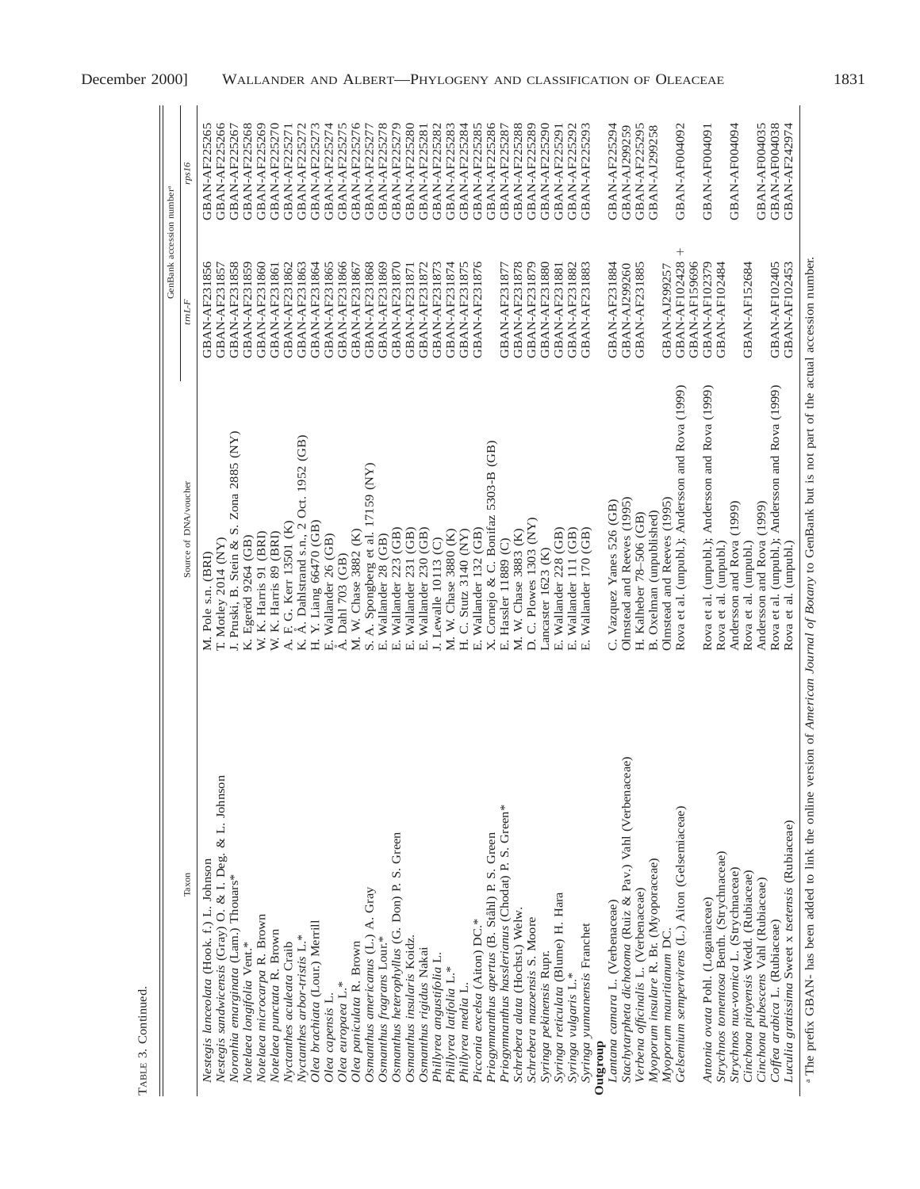TABLE 3. Continued.

| Taxon | Source of DNA/voucher | GenBank accession number[a] | |
|---|---|---|---|
| | | *trnL-F* | *rps16* |
| *Nestegis lanceolata* (Hook. f.) L. Johnson | M. Pole s.n. (BRI) | GBAN-AF231856 | GBAN-AF225265 |
| *Nestegis sandwicensis* (Gray) O. & I. Deg. & L. Johnson | T. Motley 2014 (NY) | GBAN-AF231857 | GBAN-AF225266 |
| *Noronhia emarginata* (Lam.) Thouars* | J. Pruski, B. Stein & S. Zona 2885 (NY) | GBAN-AF231858 | GBAN-AF225267 |
| *Notelaea longifolia* Vent.* | K. Egeröd 9264 (GB) | GBAN-AF231859 | GBAN-AF225268 |
| *Notelaea microcarpa* R. Brown | W. K. Harris 91 (BRI) | GBAN-AF231860 | GBAN-AF225269 |
| *Notelaea punctata* R. Brown | W. K. Harris 89 (BRI) | GBAN-AF231861 | GBAN-AF225270 |
| *Nyctanthes aculeata* Craib | A. F. G. Kerr 13501 (K) | GBAN-AF231862 | GBAN-AF225271 |
| *Nyctanthes arbor-tristis* L.* | K. Å. Dahlstrand s.n., 2 Oct. 1952 (GB) | GBAN-AF231863 | GBAN-AF225272 |
| *Olea brachiata* (Lour.) Merrill | H. Y. Liang 66470 (GB) | GBAN-AF231864 | GBAN-AF225273 |
| *Olea capensis* L. | E. Wallander 26 (GB) | GBAN-AF231865 | GBAN-AF225274 |
| *Olea europaea* L.* | Å. Dahl 703 (GB) | GBAN-AF231866 | GBAN-AF225275 |
| *Olea paniculata* R. Brown | M. W. Chase 3882 (K) | GBAN-AF231867 | GBAN-AF225276 |
| *Osmanthus americanus* (L.) A. Gray | S. A. Spongberg et al. 17159 (NY) | GBAN-AF231868 | GBAN-AF225277 |
| *Osmanthus fragrans* Lour.* | E. Wallander 28 (GB) | GBAN-AF231869 | GBAN-AF225278 |
| *Osmanthus heterophyllus* (G. Don) P. S. Green | E. Wallander 223 (GB) | GBAN-AF231870 | GBAN-AF225279 |
| *Osmanthus insularis* Koidz. | E. Wallander 231 (GB) | GBAN-AF231871 | GBAN-AF225280 |
| *Osmanthus rigidus* Nakai | E. Wallander 230 (GB) | GBAN-AF231872 | GBAN-AF225281 |
| *Phillyrea angustifolia* L. | J. Lewalle 10113 (C) | GBAN-AF231873 | GBAN-AF225282 |
| *Phillyrea latifolia* L.* | M. W. Chase 3880 (K) | GBAN-AF231874 | GBAN-AF225283 |
| *Phillyrea media* L. | H. C. Stutz 3140 (NY) | GBAN-AF231875 | GBAN-AF225284 |
| *Picconia excelsa* (Aiton) DC.* | E. Wallander 132 (GB) | GBAN-AF231876 | GBAN-AF225285 |
| *Priogymnanthus apertus* (B. Ståhl) P. S. Green | X. Cornejo & C. Bonifaz 5303-B (GB) | | GBAN-AF225286 |
| *Priogymnanthus hasslerianus* (Chodat) P. S. Green* | E. Hassler 11889 (C) | GBAN-AF231877 | GBAN-AF225287 |
| *Schrebera alata* (Hochst.) Welw. | M. W. Chase 3883 (K) | GBAN-AF231878 | GBAN-AF225288 |
| *Schrebera mazoensis* S. Moore | D. C. Plowes 1303 (NY) | GBAN-AF231879 | GBAN-AF225289 |
| *Syringa pekinensis* Rupr. | Lancaster 1623 (K) | GBAN-AF231880 | GBAN-AF225290 |
| *Syringa reticulata* (Blume) H. Hara | E. Wallander 228 (GB) | GBAN-AF231881 | GBAN-AF225291 |
| *Syringa vulgaris* L.* | E. Wallander 111 (GB) | GBAN-AF231882 | GBAN-AF225292 |
| *Syringa yunnanensis* Franchet | E. Wallander 170 (GB) | GBAN-AF231883 | GBAN-AF225293 |
| **Outgroup** | | | |
| *Lantana camara* L. (Verbenaceae) | C. Vazquez Yanes 526 (GB) | GBAN-AF231884 | GBAN-AF225294 |
| *Stachytarpheta dichotoma* (Ruiz & Pav.) Vahl (Verbenaceae) | Olmstead and Reeves (1995) | GBAN-AJ299260 | GBAN-AJ299259 |
| *Verbena officinalis* L. (Verbenaceae) | H. Kalheber 78–506 (GB) | GBAN-AF231885 | GBAN-AF225295 |
| *Myoporum insulare* R. Br. (Myoporaceae) | B. Oxelman (unpublished) | | GBAN-AJ299258 |
| *Myoporum mauritianum* DC. | Olmstead and Reeves (1995) | GBAN-AJ299257 | |
| *Gelsemium sempervirens* (L.) Aiton (Gelsemiaceae) | Rova et al. (unpubl.); Andersson and Rova (1999) | GBAN-AF102428 + GBAN-AF159696 | GBAN-AF004092 |
| *Antonia ovata* Pohl. (Loganiaceae) | Rova et al. (unpubl.); Andersson and Rova (1999) | GBAN-AF102379 | GBAN-AF004091 |
| *Strychnos tomentosa* Benth. (Strychnaceae) | Rova et al. (unpubl.) | GBAN-AF102484 | |
| *Strychnos nux-vomica* L. (Strychnaceae) | Andersson and Rova (1999) | | GBAN-AF004094 |
| *Cinchona pitayensis* Wedd. (Rubiaceae) | Rova et al. (unpubl.) | GBAN-AF152684 | |
| *Cinchona pubescens* Vahl (Rubiaceae) | Andersson and Rova (1999) | | GBAN-AF004035 |
| *Coffea arabica* L. (Rubiaceae) | Rova et al. (unpubl.); Andersson and Rova (1999) | GBAN-AF102405 | GBAN-AF004038 |
| *Luculia gratissima* Sweet x *tsetensis* (Rubiaceae) | Rova et al. (unpubl.) | GBAN-AF102453 | GBAN-AF242974 |

[a] The prefix GBAN- has been added to link the online version of *American Journal of Botany* to GenBank but is not part of the actual accession number.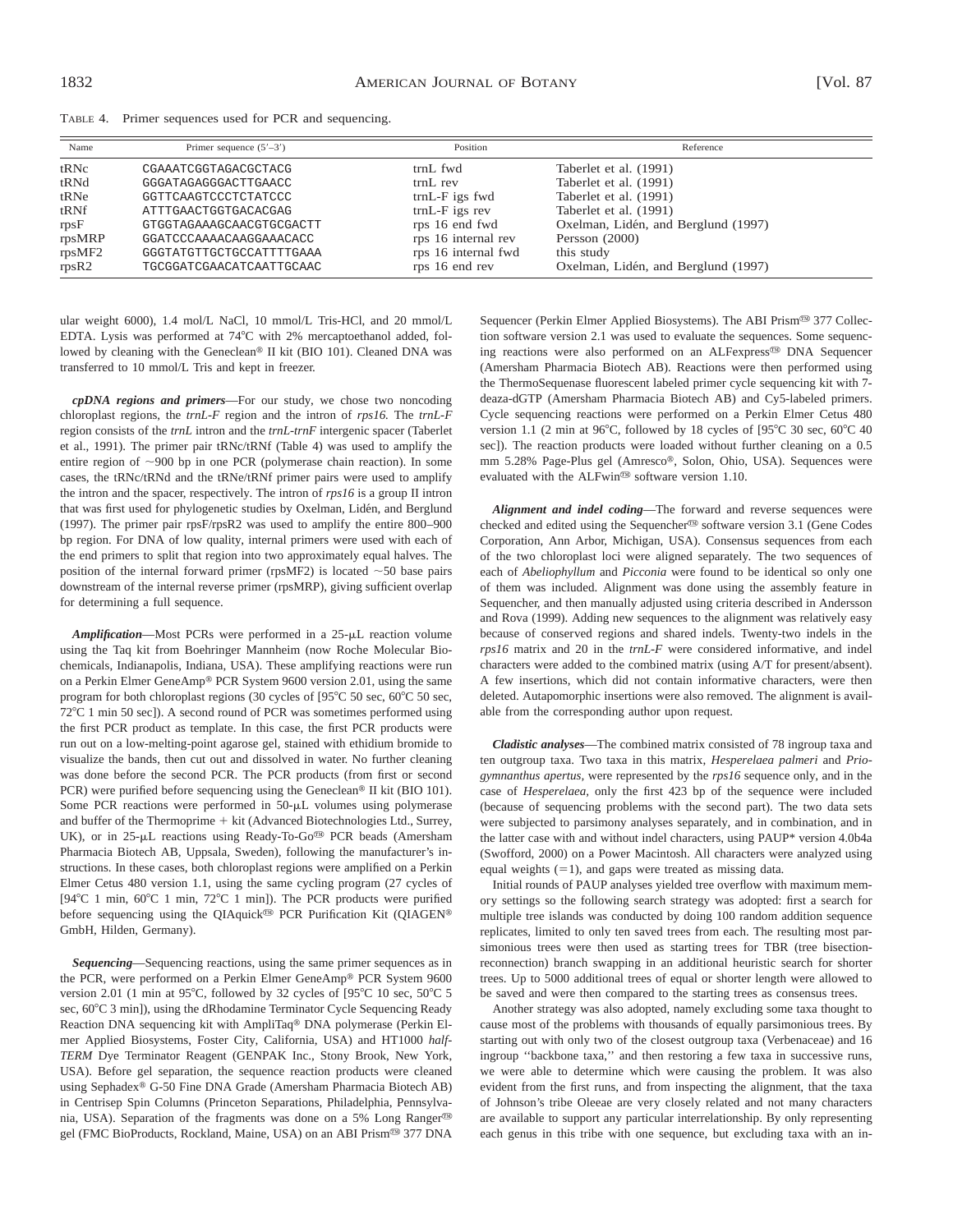TABLE 4. Primer sequences used for PCR and sequencing.

| Name | Primer sequence (5′–3′) | Position | Reference |
|---|---|---|---|
| tRNc | CGAAATCGGTAGACGCTACG | trnL fwd | Taberlet et al. (1991) |
| tRNd | GGGATAGAGGGACTTGAACC | trnL rev | Taberlet et al. (1991) |
| tRNe | GGTTCAAGTCCCTCTATCCC | trnL-F igs fwd | Taberlet et al. (1991) |
| tRNf | ATTTGAACTGGTGACACGAG | trnL-F igs rev | Taberlet et al. (1991) |
| rpsF | GTGGTAGAAAGCAACGTGCGACTT | rps 16 end fwd | Oxelman, Lidén, and Berglund (1997) |
| rpsMRP | GGATCCCAAAACAAGGAAACACC | rps 16 internal rev | Persson (2000) |
| rpsMF2 | GGGTATGTTGCTGCCATTTTGAAA | rps 16 internal fwd | this study |
| rpsR2 | TCGGGATCGAACATCAATTGCAAC | rps 16 end rev | Oxelman, Lidén, and Berglund (1997) |

ular weight 6000), 1.4 mol/L NaCl, 10 mmol/L Tris-HCl, and 20 mmol/L EDTA. Lysis was performed at 74°C with 2% mercaptoethanol added, followed by cleaning with the Geneclean® II kit (BIO 101). Cleaned DNA was transferred to 10 mmol/L Tris and kept in freezer.

***cpDNA regions and primers***—For our study, we chose two noncoding chloroplast regions, the *trnL-F* region and the intron of *rps16.* The *trnL-F* region consists of the *trnL* intron and the *trnL-trnF* intergenic spacer (Taberlet et al., 1991). The primer pair tRNc/tRNf (Table 4) was used to amplify the entire region of ~900 bp in one PCR (polymerase chain reaction). In some cases, the tRNc/tRNd and the tRNe/tRNf primer pairs were used to amplify the intron and the spacer, respectively. The intron of *rps16* is a group II intron that was first used for phylogenetic studies by Oxelman, Lidén, and Berglund (1997). The primer pair rpsF/rpsR2 was used to amplify the entire 800–900 bp region. For DNA of low quality, internal primers were used with each of the end primers to split that region into two approximately equal halves. The position of the internal forward primer (rpsMF2) is located ~50 base pairs downstream of the internal reverse primer (rpsMRP), giving sufficient overlap for determining a full sequence.

***Amplification***—Most PCRs were performed in a 25-μL reaction volume using the Taq kit from Boehringer Mannheim (now Roche Molecular Biochemicals, Indianapolis, Indiana, USA). These amplifying reactions were run on a Perkin Elmer GeneAmp® PCR System 9600 version 2.01, using the same program for both chloroplast regions (30 cycles of [95°C 50 sec, 60°C 50 sec, 72°C 1 min 50 sec]). A second round of PCR was sometimes performed using the first PCR product as template. In this case, the first PCR products were run out on a low-melting-point agarose gel, stained with ethidium bromide to visualize the bands, then cut out and dissolved in water. No further cleaning was done before the second PCR. The PCR products (from first or second PCR) were purified before sequencing using the Geneclean® II kit (BIO 101). Some PCR reactions were performed in 50-μL volumes using polymerase and buffer of the Thermoprime + kit (Advanced Biotechnologies Ltd., Surrey, UK), or in 25-μL reactions using Ready-To-Go™ PCR beads (Amersham Pharmacia Biotech AB, Uppsala, Sweden), following the manufacturer's instructions. In these cases, both chloroplast regions were amplified on a Perkin Elmer Cetus 480 version 1.1, using the same cycling program (27 cycles of [94°C 1 min, 60°C 1 min, 72°C 1 min]). The PCR products were purified before sequencing using the QIAquick™ PCR Purification Kit (QIAGEN® GmbH, Hilden, Germany).

***Sequencing***—Sequencing reactions, using the same primer sequences as in the PCR, were performed on a Perkin Elmer GeneAmp® PCR System 9600 version 2.01 (1 min at 95°C, followed by 32 cycles of [95°C 10 sec, 50°C 5 sec, 60°C 3 min]), using the dRhodamine Terminator Cycle Sequencing Ready Reaction DNA sequencing kit with AmpliTaq® DNA polymerase (Perkin Elmer Applied Biosystems, Foster City, California, USA) and HT1000 *half-TERM* Dye Terminator Reagent (GENPAK Inc., Stony Brook, New York, USA). Before gel separation, the sequence reaction products were cleaned using Sephadex® G-50 Fine DNA Grade (Amersham Pharmacia Biotech AB) in Centrisep Spin Columns (Princeton Separations, Philadelphia, Pennsylvania, USA). Separation of the fragments was done on a 5% Long Ranger™ gel (FMC BioProducts, Rockland, Maine, USA) on an ABI Prism™ 377 DNA Sequencer (Perkin Elmer Applied Biosystems). The ABI Prism™ 377 Collection software version 2.1 was used to evaluate the sequences. Some sequencing reactions were also performed on an ALFexpress™ DNA Sequencer (Amersham Pharmacia Biotech AB). Reactions were then performed using the ThermoSequenase fluorescent labeled primer cycle sequencing kit with 7-deaza-dGTP (Amersham Pharmacia Biotech AB) and Cy5-labeled primers. Cycle sequencing reactions were performed on a Perkin Elmer Cetus 480 version 1.1 (2 min at 96°C, followed by 18 cycles of [95°C 30 sec, 60°C 40 sec]). The reaction products were loaded without further cleaning on a 0.5 mm 5.28% Page-Plus gel (Amresco®, Solon, Ohio, USA). Sequences were evaluated with the ALFwin™ software version 1.10.

***Alignment and indel coding***—The forward and reverse sequences were checked and edited using the Sequencher™ software version 3.1 (Gene Codes Corporation, Ann Arbor, Michigan, USA). Consensus sequences from each of the two chloroplast loci were aligned separately. The two sequences of each of *Abeliophyllum* and *Picconia* were found to be identical so only one of them was included. Alignment was done using the assembly feature in Sequencher, and then manually adjusted using criteria described in Andersson and Rova (1999). Adding new sequences to the alignment was relatively easy because of conserved regions and shared indels. Twenty-two indels in the *rps16* matrix and 20 in the *trnL-F* were considered informative, and indel characters were added to the combined matrix (using A/T for present/absent). A few insertions, which did not contain informative characters, were then deleted. Autapomorphic insertions were also removed. The alignment is available from the corresponding author upon request.

***Cladistic analyses***—The combined matrix consisted of 78 ingroup taxa and ten outgroup taxa. Two taxa in this matrix, *Hesperelaea palmeri* and *Priogymnanthus apertus,* were represented by the *rps16* sequence only, and in the case of *Hesperelaea,* only the first 423 bp of the sequence were included (because of sequencing problems with the second part). The two data sets were subjected to parsimony analyses separately, and in combination, and in the latter case with and without indel characters, using PAUP* version 4.0b4a (Swofford, 2000) on a Power Macintosh. All characters were analyzed using equal weights (=1), and gaps were treated as missing data.

Initial rounds of PAUP analyses yielded tree overflow with maximum memory settings so the following search strategy was adopted: first a search for multiple tree islands was conducted by doing 100 random addition sequence replicates, limited to only ten saved trees from each. The resulting most parsimonious trees were then used as starting trees for TBR (tree bisection-reconnection) branch swapping in an additional heuristic search for shorter trees. Up to 5000 additional trees of equal or shorter length were allowed to be saved and were then compared to the starting trees as consensus trees.

Another strategy was also adopted, namely excluding some taxa thought to cause most of the problems with thousands of equally parsimonious trees. By starting out with only two of the closest outgroup taxa (Verbenaceae) and 16 ingroup "backbone taxa," and then restoring a few taxa in successive runs, we were able to determine which were causing the problem. It was also evident from the first runs, and from inspecting the alignment, that the taxa of Johnson's tribe Oleeae are very closely related and not many characters are available to support any particular interrelationship. By only representing each genus in this tribe with one sequence, but excluding taxa with an in-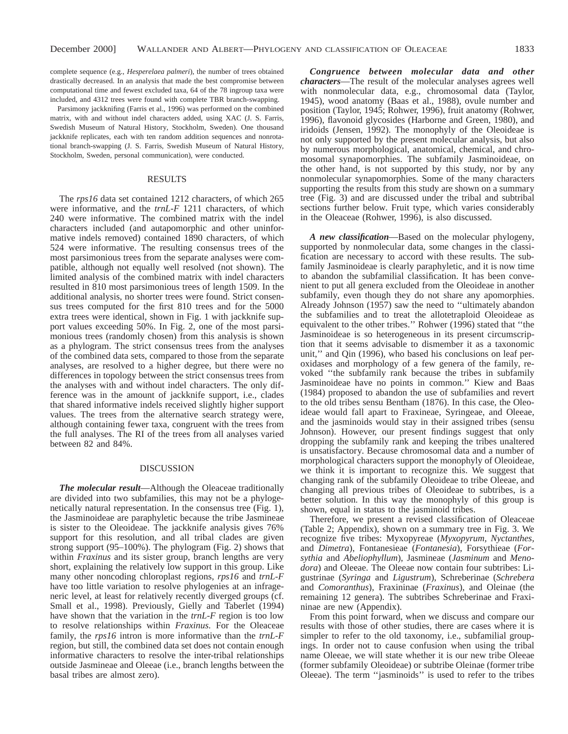complete sequence (e.g., *Hesperelaea palmeri*), the number of trees obtained drastically decreased. In an analysis that made the best compromise between computational time and fewest excluded taxa, 64 of the 78 ingroup taxa were included, and 4312 trees were found with complete TBR branch-swapping.

Parsimony jackknifing (Farris et al., 1996) was performed on the combined matrix, with and without indel characters added, using XAC (J. S. Farris, Swedish Museum of Natural History, Stockholm, Sweden). One thousand jackknife replicates, each with ten random addition sequences and nonrotational branch-swapping (J. S. Farris, Swedish Museum of Natural History, Stockholm, Sweden, personal communication), were conducted.

## RESULTS

The *rps16* data set contained 1212 characters, of which 265 were informative, and the *trnL-F* 1211 characters, of which 240 were informative. The combined matrix with the indel characters included (and autapomorphic and other uninformative indels removed) contained 1890 characters, of which 524 were informative. The resulting consensus trees of the most parsimonious trees from the separate analyses were compatible, although not equally well resolved (not shown). The limited analysis of the combined matrix with indel characters resulted in 810 most parsimonious trees of length 1509. In the additional analysis, no shorter trees were found. Strict consensus trees computed for the first 810 trees and for the 5000 extra trees were identical, shown in Fig. 1 with jackknife support values exceeding 50%. In Fig. 2, one of the most parsimonious trees (randomly chosen) from this analysis is shown as a phylogram. The strict consensus trees from the analyses of the combined data sets, compared to those from the separate analyses, are resolved to a higher degree, but there were no differences in topology between the strict consensus trees from the analyses with and without indel characters. The only difference was in the amount of jackknife support, i.e., clades that shared informative indels received slightly higher support values. The trees from the alternative search strategy were, although containing fewer taxa, congruent with the trees from the full analyses. The RI of the trees from all analyses varied between 82 and 84%.

## DISCUSSION

***The molecular result***—Although the Oleaceae traditionally are divided into two subfamilies, this may not be a phylogenetically natural representation. In the consensus tree (Fig. 1), the Jasminoideae are paraphyletic because the tribe Jasmineae is sister to the Oleoideae. The jackknife analysis gives 76% support for this resolution, and all tribal clades are given strong support (95–100%). The phylogram (Fig. 2) shows that within *Fraxinus* and its sister group, branch lengths are very short, explaining the relatively low support in this group. Like many other noncoding chloroplast regions, *rps16* and *trnL-F* have too little variation to resolve phylogenies at an infrageneric level, at least for relatively recently diverged groups (cf. Small et al., 1998). Previously, Gielly and Taberlet (1994) have shown that the variation in the *trnL-F* region is too low to resolve relationships within *Fraxinus.* For the Oleaceae family, the *rps16* intron is more informative than the *trnL-F* region, but still, the combined data set does not contain enough informative characters to resolve the inter-tribal relationships outside Jasmineae and Oleeae (i.e., branch lengths between the basal tribes are almost zero).

***Congruence between molecular data and other characters***—The result of the molecular analyses agrees well with nonmolecular data, e.g., chromosomal data (Taylor, 1945), wood anatomy (Baas et al., 1988), ovule number and position (Taylor, 1945; Rohwer, 1996), fruit anatomy (Rohwer, 1996), flavonoid glycosides (Harborne and Green, 1980), and iridoids (Jensen, 1992). The monophyly of the Oleoideae is not only supported by the present molecular analysis, but also by numerous morphological, anatomical, chemical, and chromosomal synapomorphies. The subfamily Jasminoideae, on the other hand, is not supported by this study, nor by any nonmolecular synapomorphies. Some of the many characters supporting the results from this study are shown on a summary tree (Fig. 3) and are discussed under the tribal and subtribal sections further below. Fruit type, which varies considerably in the Oleaceae (Rohwer, 1996), is also discussed.

***A new classification***—Based on the molecular phylogeny, supported by nonmolecular data, some changes in the classification are necessary to accord with these results. The subfamily Jasminoideae is clearly paraphyletic, and it is now time to abandon the subfamilial classification. It has been convenient to put all genera excluded from the Oleoideae in another subfamily, even though they do not share any apomorphies. Already Johnson (1957) saw the need to ''ultimately abandon the subfamilies and to treat the allotetraploid Oleoideae as equivalent to the other tribes.'' Rohwer (1996) stated that ''the Jasminoideae is so heterogeneous in its present circumscription that it seems advisable to dismember it as a taxonomic unit,'' and Qin (1996), who based his conclusions on leaf peroxidases and morphology of a few genera of the family, revoked ''the subfamily rank because the tribes in subfamily Jasminoideae have no points in common.'' Kiew and Baas (1984) proposed to abandon the use of subfamilies and revert to the old tribes sensu Bentham (1876). In this case, the Oleoideae would fall apart to Fraxineae, Syringeae, and Oleeae, and the jasminoids would stay in their assigned tribes (sensu Johnson). However, our present findings suggest that only dropping the subfamily rank and keeping the tribes unaltered is unsatisfactory. Because chromosomal data and a number of morphological characters support the monophyly of Oleoideae, we think it is important to recognize this. We suggest that changing rank of the subfamily Oleoideae to tribe Oleeae, and changing all previous tribes of Oleoideae to subtribes, is a better solution. In this way the monophyly of this group is shown, equal in status to the jasminoid tribes.

Therefore, we present a revised classification of Oleaceae (Table 2; Appendix), shown on a summary tree in Fig. 3. We recognize five tribes: Myxopyreae (*Myxopyrum, Nyctanthes,* and *Dimetra*), Fontanesieae (*Fontanesia*), Forsythieae (*Forsythia* and *Abeliophyllum*), Jasmineae (*Jasminum* and *Menodora*) and Oleeae. The Oleeae now contain four subtribes: Ligustrinae (*Syringa* and *Ligustrum*), Schreberinae (*Schrebera* and *Comoranthus*), Fraxininae (*Fraxinus*), and Oleinae (the remaining 12 genera). The subtribes Schreberinae and Fraxininae are new (Appendix).

From this point forward, when we discuss and compare our results with those of other studies, there are cases where it is simpler to refer to the old taxonomy, i.e., subfamilial groupings. In order not to cause confusion when using the tribal name Oleeae, we will state whether it is our new tribe Oleeae (former subfamily Oleoideae) or subtribe Oleinae (former tribe Oleeae). The term ''jasminoids'' is used to refer to the tribes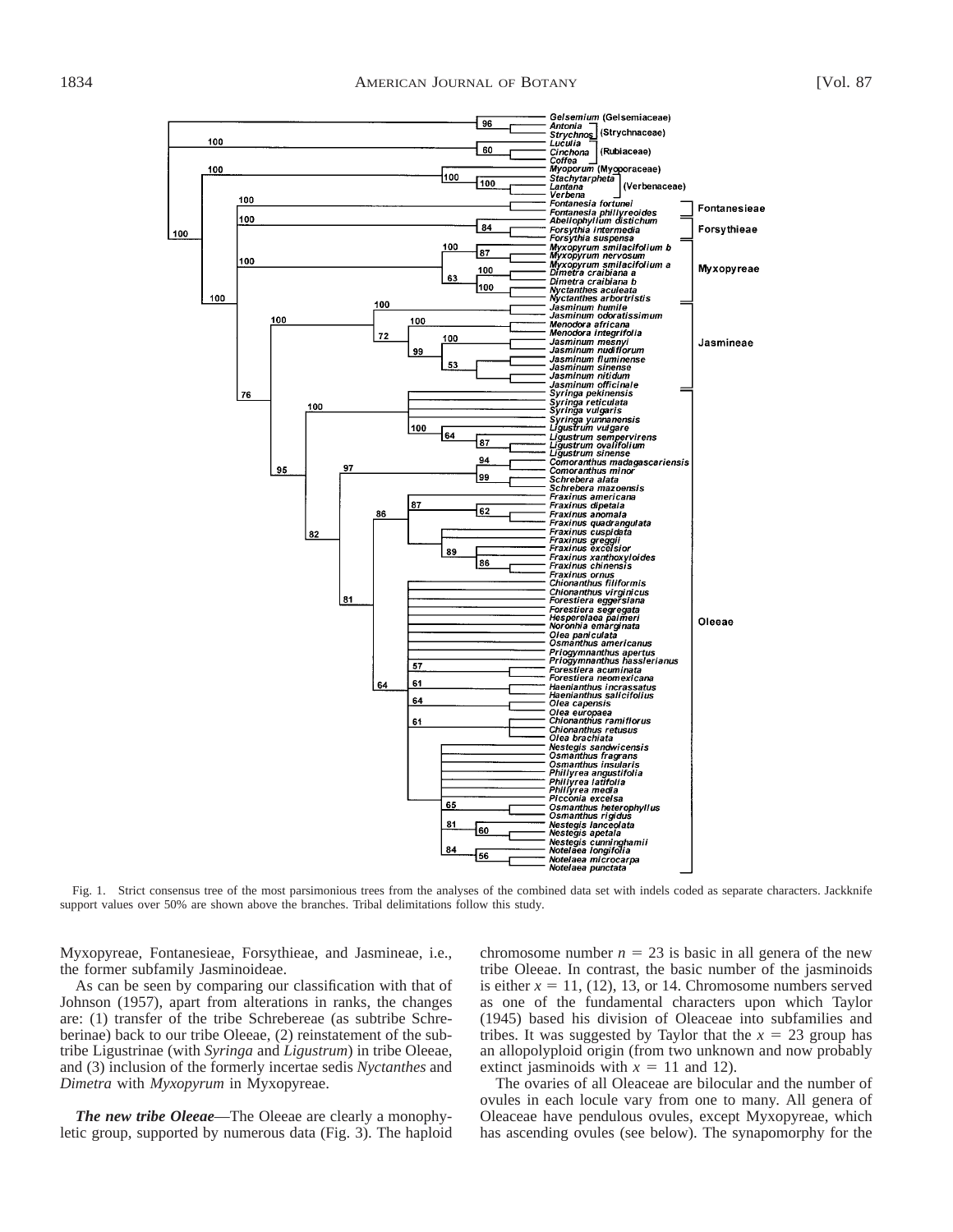Fig. 1. Strict consensus tree of the most parsimonious trees from the analyses of the combined data set with indels coded as separate characters. Jackknife support values over 50% are shown above the branches. Tribal delimitations follow this study.

Myxopyreae, Fontanesieae, Forsythieae, and Jasmineae, i.e., the former subfamily Jasminoideae.

As can be seen by comparing our classification with that of Johnson (1957), apart from alterations in ranks, the changes are: (1) transfer of the tribe Schrebereae (as subtribe Schreberinae) back to our tribe Oleeae, (2) reinstatement of the subtribe Ligustrinae (with *Syringa* and *Ligustrum*) in tribe Oleeae, and (3) inclusion of the formerly incertae sedis *Nyctanthes* and *Dimetra* with *Myxopyrum* in Myxopyreae.

***The new tribe Oleeae***—The Oleeae are clearly a monophyletic group, supported by numerous data (Fig. 3). The haploid chromosome number $n = 23$ is basic in all genera of the new tribe Oleeae. In contrast, the basic number of the jasminoids is either $x = 11$, (12), 13, or 14. Chromosome numbers served as one of the fundamental characters upon which Taylor (1945) based his division of Oleaceae into subfamilies and tribes. It was suggested by Taylor that the $x = 23$ group has an allopolyploid origin (from two unknown and now probably extinct jasminoids with $x = 11$ and 12).

The ovaries of all Oleaceae are bilocular and the number of ovules in each locule vary from one to many. All genera of Oleaceae have pendulous ovules, except Myxopyreae, which has ascending ovules (see below). The synapomorphy for the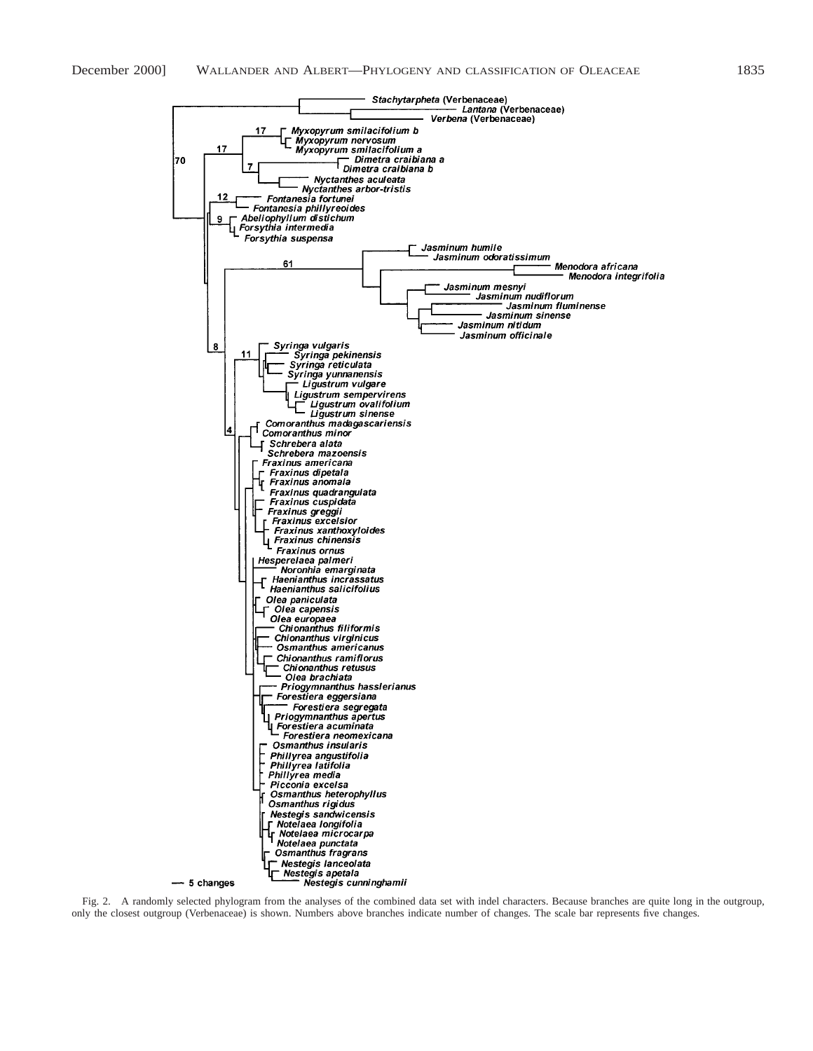Fig. 2. A randomly selected phylogram from the analyses of the combined data set with indel characters. Because branches are quite long in the outgroup, only the closest outgroup (Verbenaceae) is shown. Numbers above branches indicate number of changes. The scale bar represents five changes.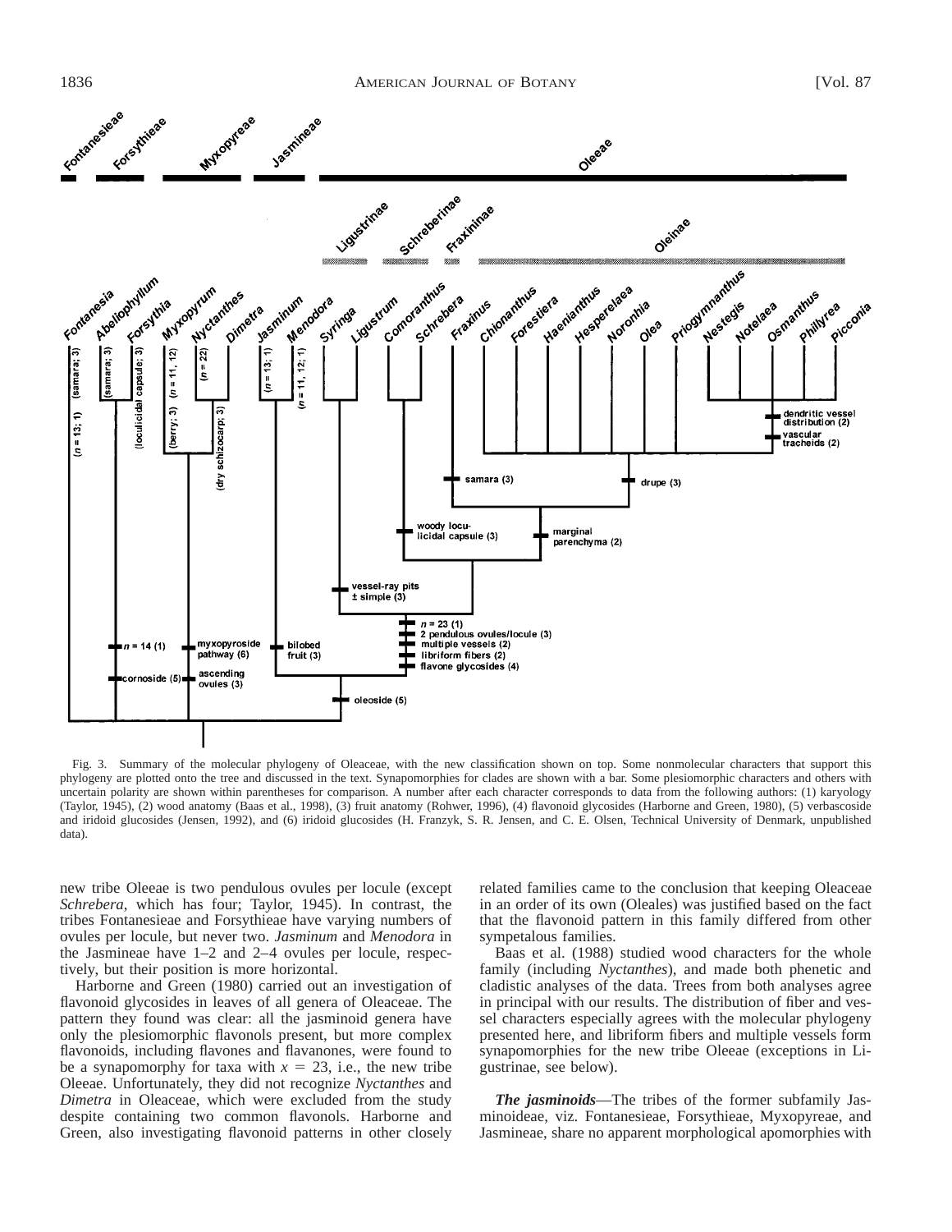Fig. 3. Summary of the molecular phylogeny of Oleaceae, with the new classification shown on top. Some nonmolecular characters that support this phylogeny are plotted onto the tree and discussed in the text. Synapomorphies for clades are shown with a bar. Some plesiomorphic characters and others with uncertain polarity are shown within parentheses for comparison. A number after each character corresponds to data from the following authors: (1) karyology (Taylor, 1945), (2) wood anatomy (Baas et al., 1998), (3) fruit anatomy (Rohwer, 1996), (4) flavonoid glycosides (Harborne and Green, 1980), (5) verbascoside and iridoid glucosides (Jensen, 1992), and (6) iridoid glucosides (H. Franzyk, S. R. Jensen, and C. E. Olsen, Technical University of Denmark, unpublished data).

new tribe Oleeae is two pendulous ovules per locule (except *Schrebera*, which has four; Taylor, 1945). In contrast, the tribes Fontanesieae and Forsythieae have varying numbers of ovules per locule, but never two. *Jasminum* and *Menodora* in the Jasmineae have 1–2 and 2–4 ovules per locule, respectively, but their position is more horizontal.

Harborne and Green (1980) carried out an investigation of flavonoid glycosides in leaves of all genera of Oleaceae. The pattern they found was clear: all the jasminoid genera have only the plesiomorphic flavonols present, but more complex flavonoids, including flavones and flavanones, were found to be a synapomorphy for taxa with $x = 23$, i.e., the new tribe Oleeae. Unfortunately, they did not recognize *Nyctanthes* and *Dimetra* in Oleaceae, which were excluded from the study despite containing two common flavonols. Harborne and Green, also investigating flavonoid patterns in other closely related families came to the conclusion that keeping Oleaceae in an order of its own (Oleales) was justified based on the fact that the flavonoid pattern in this family differed from other sympetalous families.

Baas et al. (1988) studied wood characters for the whole family (including *Nyctanthes*), and made both phenetic and cladistic analyses of the data. Trees from both analyses agree in principal with our results. The distribution of fiber and vessel characters especially agrees with the molecular phylogeny presented here, and libriform fibers and multiple vessels form synapomorphies for the new tribe Oleeae (exceptions in Ligustrinae, see below).

***The jasminoids***—The tribes of the former subfamily Jasminoideae, viz. Fontanesieae, Forsythieae, Myxopyreae, and Jasmineae, share no apparent morphological apomorphies with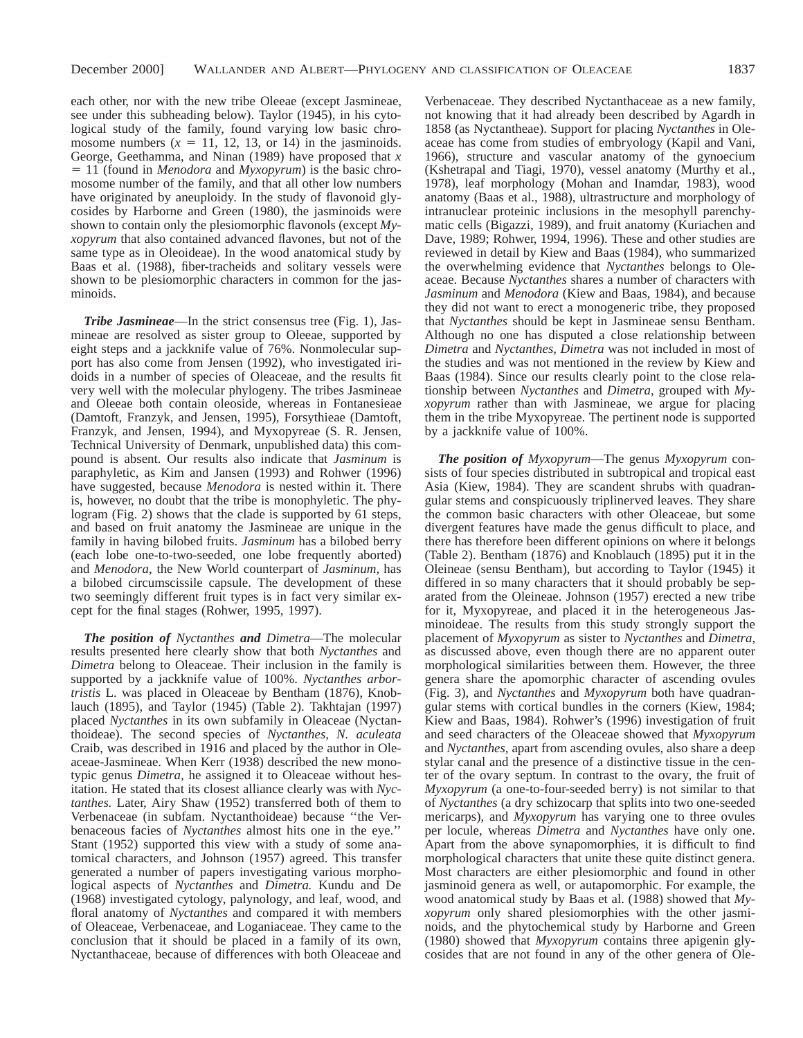each other, nor with the new tribe Oleeae (except Jasmineae, see under this subheading below). Taylor (1945), in his cytological study of the family, found varying low basic chromosome numbers ($x$ = 11, 12, 13, or 14) in the jasminoids. George, Geethamma, and Ninan (1989) have proposed that $x$ = 11 (found in *Menodora* and *Myxopyrum*) is the basic chromosome number of the family, and that all other low numbers have originated by aneuploidy. In the study of flavonoid glycosides by Harborne and Green (1980), the jasminoids were shown to contain only the plesiomorphic flavonols (except *Myxopyrum* that also contained advanced flavones, but not of the same type as in Oleoideae). In the wood anatomical study by Baas et al. (1988), fiber-tracheids and solitary vessels were shown to be plesiomorphic characters in common for the jasminoids.

***Tribe Jasmineae***—In the strict consensus tree (Fig. 1), Jasmineae are resolved as sister group to Oleeae, supported by eight steps and a jackknife value of 76%. Nonmolecular support has also come from Jensen (1992), who investigated iridoids in a number of species of Oleaceae, and the results fit very well with the molecular phylogeny. The tribes Jasmineae and Oleeae both contain oleoside, whereas in Fontanesieae (Damtoft, Franzyk, and Jensen, 1995), Forsythieae (Damtoft, Franzyk, and Jensen, 1994), and Myxopyreae (S. R. Jensen, Technical University of Denmark, unpublished data) this compound is absent. Our results also indicate that *Jasminum* is paraphyletic, as Kim and Jansen (1993) and Rohwer (1996) have suggested, because *Menodora* is nested within it. There is, however, no doubt that the tribe is monophyletic. The phylogram (Fig. 2) shows that the clade is supported by 61 steps, and based on fruit anatomy the Jasmineae are unique in the family in having bilobed fruits. *Jasminum* has a bilobed berry (each lobe one-to-two-seeded, one lobe frequently aborted) and *Menodora*, the New World counterpart of *Jasminum*, has a bilobed circumscissile capsule. The development of these two seemingly different fruit types is in fact very similar except for the final stages (Rohwer, 1995, 1997).

***The position of*** ***Nyctanthes*** ***and*** ***Dimetra***—The molecular results presented here clearly show that both *Nyctanthes* and *Dimetra* belong to Oleaceae. Their inclusion in the family is supported by a jackknife value of 100%. *Nyctanthes arbortristis* L. was placed in Oleaceae by Bentham (1876), Knoblauch (1895), and Taylor (1945) (Table 2). Takhtajan (1997) placed *Nyctanthes* in its own subfamily in Oleaceae (Nyctanthoideae). The second species of *Nyctanthes*, *N. aculeata* Craib, was described in 1916 and placed by the author in Oleaceae-Jasmineae. When Kerr (1938) described the new monotypic genus *Dimetra*, he assigned it to Oleaceae without hesitation. He stated that its closest alliance clearly was with *Nyctanthes.* Later, Airy Shaw (1952) transferred both of them to Verbenaceae (in subfam. Nyctanthoideae) because ''the Verbenaceous facies of *Nyctanthes* almost hits one in the eye.'' Stant (1952) supported this view with a study of some anatomical characters, and Johnson (1957) agreed. This transfer generated a number of papers investigating various morphological aspects of *Nyctanthes* and *Dimetra.* Kundu and De (1968) investigated cytology, palynology, and leaf, wood, and floral anatomy of *Nyctanthes* and compared it with members of Oleaceae, Verbenaceae, and Loganiaceae. They came to the conclusion that it should be placed in a family of its own, Nyctanthaceae, because of differences with both Oleaceae and Verbenaceae. They described Nyctanthaceae as a new family, not knowing that it had already been described by Agardh in 1858 (as Nyctantheae). Support for placing *Nyctanthes* in Oleaceae has come from studies of embryology (Kapil and Vani, 1966), structure and vascular anatomy of the gynoecium (Kshetrapal and Tiagi, 1970), vessel anatomy (Murthy et al., 1978), leaf morphology (Mohan and Inamdar, 1983), wood anatomy (Baas et al., 1988), ultrastructure and morphology of intranuclear proteinic inclusions in the mesophyll parenchymatic cells (Bigazzi, 1989), and fruit anatomy (Kuriachen and Dave, 1989; Rohwer, 1994, 1996). These and other studies are reviewed in detail by Kiew and Baas (1984), who summarized the overwhelming evidence that *Nyctanthes* belongs to Oleaceae. Because *Nyctanthes* shares a number of characters with *Jasminum* and *Menodora* (Kiew and Baas, 1984), and because they did not want to erect a monogeneric tribe, they proposed that *Nyctanthes* should be kept in Jasmineae sensu Bentham. Although no one has disputed a close relationship between *Dimetra* and *Nyctanthes, Dimetra* was not included in most of the studies and was not mentioned in the review by Kiew and Baas (1984). Since our results clearly point to the close relationship between *Nyctanthes* and *Dimetra,* grouped with *Myxopyrum* rather than with Jasmineae, we argue for placing them in the tribe Myxopyreae. The pertinent node is supported by a jackknife value of 100%.

***The position of*** ***Myxopyrum***—The genus *Myxopyrum* consists of four species distributed in subtropical and tropical east Asia (Kiew, 1984). They are scandent shrubs with quadrangular stems and conspicuously triplinerved leaves. They share the common basic characters with other Oleaceae, but some divergent features have made the genus difficult to place, and there has therefore been different opinions on where it belongs (Table 2). Bentham (1876) and Knoblauch (1895) put it in the Oleineae (sensu Bentham), but according to Taylor (1945) it differed in so many characters that it should probably be separated from the Oleineae. Johnson (1957) erected a new tribe for it, Myxopyreae, and placed it in the heterogeneous Jasminoideae. The results from this study strongly support the placement of *Myxopyrum* as sister to *Nyctanthes* and *Dimetra,* as discussed above, even though there are no apparent outer morphological similarities between them. However, the three genera share the apomorphic character of ascending ovules (Fig. 3), and *Nyctanthes* and *Myxopyrum* both have quadrangular stems with cortical bundles in the corners (Kiew, 1984; Kiew and Baas, 1984). Rohwer's (1996) investigation of fruit and seed characters of the Oleaceae showed that *Myxopyrum* and *Nyctanthes,* apart from ascending ovules, also share a deep stylar canal and the presence of a distinctive tissue in the center of the ovary septum. In contrast to the ovary, the fruit of *Myxopyrum* (a one-to-four-seeded berry) is not similar to that of *Nyctanthes* (a dry schizocarp that splits into two one-seeded mericarps), and *Myxopyrum* has varying one to three ovules per locule, whereas *Dimetra* and *Nyctanthes* have only one. Apart from the above synapomorphies, it is difficult to find morphological characters that unite these quite distinct genera. Most characters are either plesiomorphic and found in other jasminoid genera as well, or autapomorphic. For example, the wood anatomical study by Baas et al. (1988) showed that *Myxopyrum* only shared plesiomorphies with the other jasminoids, and the phytochemical study by Harborne and Green (1980) showed that *Myxopyrum* contains three apigenin glycosides that are not found in any of the other genera of Ole-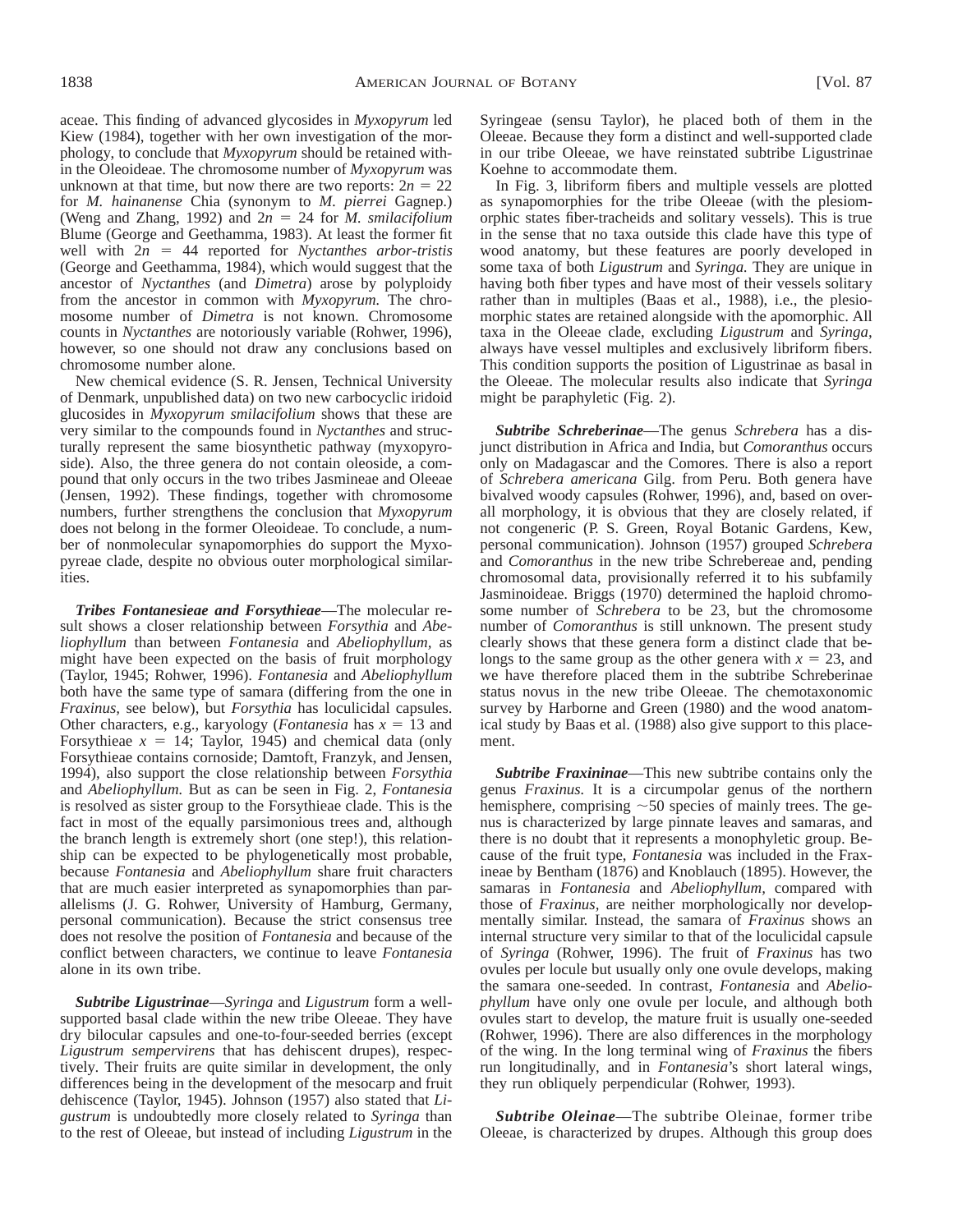aceae. This finding of advanced glycosides in *Myxopyrum* led Kiew (1984), together with her own investigation of the morphology, to conclude that *Myxopyrum* should be retained within the Oleoideae. The chromosome number of *Myxopyrum* was unknown at that time, but now there are two reports: $2n = 22$ for *M. hainanense* Chia (synonym to *M. pierrei* Gagnep.) (Weng and Zhang, 1992) and $2n = 24$ for *M. smilacifolium* Blume (George and Geethamma, 1983). At least the former fit well with $2n = 44$ reported for *Nyctanthes arbor-tristis* (George and Geethamma, 1984), which would suggest that the ancestor of *Nyctanthes* (and *Dimetra*) arose by polyploidy from the ancestor in common with *Myxopyrum.* The chromosome number of *Dimetra* is not known. Chromosome counts in *Nyctanthes* are notoriously variable (Rohwer, 1996), however, so one should not draw any conclusions based on chromosome number alone.

New chemical evidence (S. R. Jensen, Technical University of Denmark, unpublished data) on two new carbocyclic iridoid glucosides in *Myxopyrum smilacifolium* shows that these are very similar to the compounds found in *Nyctanthes* and structurally represent the same biosynthetic pathway (myxopyroside). Also, the three genera do not contain oleoside, a compound that only occurs in the two tribes Jasmineae and Oleeae (Jensen, 1992). These findings, together with chromosome numbers, further strengthens the conclusion that *Myxopyrum* does not belong in the former Oleoideae. To conclude, a number of nonmolecular synapomorphies do support the Myxopyreae clade, despite no obvious outer morphological similarities.

***Tribes Fontanesieae and Forsythieae***—The molecular result shows a closer relationship between *Forsythia* and *Abeliophyllum* than between *Fontanesia* and *Abeliophyllum,* as might have been expected on the basis of fruit morphology (Taylor, 1945; Rohwer, 1996). *Fontanesia* and *Abeliophyllum* both have the same type of samara (differing from the one in *Fraxinus,* see below), but *Forsythia* has loculicidal capsules. Other characters, e.g., karyology (*Fontanesia* has $x = 13$ and Forsythieae $x = 14$; Taylor, 1945) and chemical data (only Forsythieae contains cornoside; Damtoft, Franzyk, and Jensen, 1994), also support the close relationship between *Forsythia* and *Abeliophyllum.* But as can be seen in Fig. 2, *Fontanesia* is resolved as sister group to the Forsythieae clade. This is the fact in most of the equally parsimonious trees and, although the branch length is extremely short (one step!), this relationship can be expected to be phylogenetically most probable, because *Fontanesia* and *Abeliophyllum* share fruit characters that are much easier interpreted as synapomorphies than parallelisms (J. G. Rohwer, University of Hamburg, Germany, personal communication). Because the strict consensus tree does not resolve the position of *Fontanesia* and because of the conflict between characters, we continue to leave *Fontanesia* alone in its own tribe.

***Subtribe Ligustrinae***—*Syringa* and *Ligustrum* form a well-supported basal clade within the new tribe Oleeae. They have dry bilocular capsules and one-to-four-seeded berries (except *Ligustrum sempervirens* that has dehiscent drupes), respectively. Their fruits are quite similar in development, the only differences being in the development of the mesocarp and fruit dehiscence (Taylor, 1945). Johnson (1957) also stated that *Ligustrum* is undoubtedly more closely related to *Syringa* than to the rest of Oleeae, but instead of including *Ligustrum* in the Syringeae (sensu Taylor), he placed both of them in the Oleeae. Because they form a distinct and well-supported clade in our tribe Oleeae, we have reinstated subtribe Ligustrinae Koehne to accommodate them.

In Fig. 3, libriform fibers and multiple vessels are plotted as synapomorphies for the tribe Oleeae (with the plesiomorphic states fiber-tracheids and solitary vessels). This is true in the sense that no taxa outside this clade have this type of wood anatomy, but these features are poorly developed in some taxa of both *Ligustrum* and *Syringa.* They are unique in having both fiber types and have most of their vessels solitary rather than in multiples (Baas et al., 1988), i.e., the plesiomorphic states are retained alongside with the apomorphic. All taxa in the Oleeae clade, excluding *Ligustrum* and *Syringa,* always have vessel multiples and exclusively libriform fibers. This condition supports the position of Ligustrinae as basal in the Oleeae. The molecular results also indicate that *Syringa* might be paraphyletic (Fig. 2).

***Subtribe Schreberinae***—The genus *Schrebera* has a disjunct distribution in Africa and India, but *Comoranthus* occurs only on Madagascar and the Comores. There is also a report of *Schrebera americana* Gilg. from Peru. Both genera have bivalved woody capsules (Rohwer, 1996), and, based on overall morphology, it is obvious that they are closely related, if not congeneric (P. S. Green, Royal Botanic Gardens, Kew, personal communication). Johnson (1957) grouped *Schrebera* and *Comoranthus* in the new tribe Schrebereae and, pending chromosomal data, provisionally referred it to his subfamily Jasminoideae. Briggs (1970) determined the haploid chromosome number of *Schrebera* to be 23, but the chromosome number of *Comoranthus* is still unknown. The present study clearly shows that these genera form a distinct clade that belongs to the same group as the other genera with $x = 23$, and we have therefore placed them in the subtribe Schreberinae status novus in the new tribe Oleeae. The chemotaxonomic survey by Harborne and Green (1980) and the wood anatomical study by Baas et al. (1988) also give support to this placement.

***Subtribe Fraxininae***—This new subtribe contains only the genus *Fraxinus.* It is a circumpolar genus of the northern hemisphere, comprising ~50 species of mainly trees. The genus is characterized by large pinnate leaves and samaras, and there is no doubt that it represents a monophyletic group. Because of the fruit type, *Fontanesia* was included in the Fraxineae by Bentham (1876) and Knoblauch (1895). However, the samaras in *Fontanesia* and *Abeliophyllum,* compared with those of *Fraxinus,* are neither morphologically nor developmentally similar. Instead, the samara of *Fraxinus* shows an internal structure very similar to that of the loculicidal capsule of *Syringa* (Rohwer, 1996). The fruit of *Fraxinus* has two ovules per locule but usually only one ovule develops, making the samara one-seeded. In contrast, *Fontanesia* and *Abeliophyllum* have only one ovule per locule, and although both ovules start to develop, the mature fruit is usually one-seeded (Rohwer, 1996). There are also differences in the morphology of the wing. In the long terminal wing of *Fraxinus* the fibers run longitudinally, and in *Fontanesia*'s short lateral wings, they run obliquely perpendicular (Rohwer, 1993).

***Subtribe Oleinae***—The subtribe Oleinae, former tribe Oleeae, is characterized by drupes. Although this group does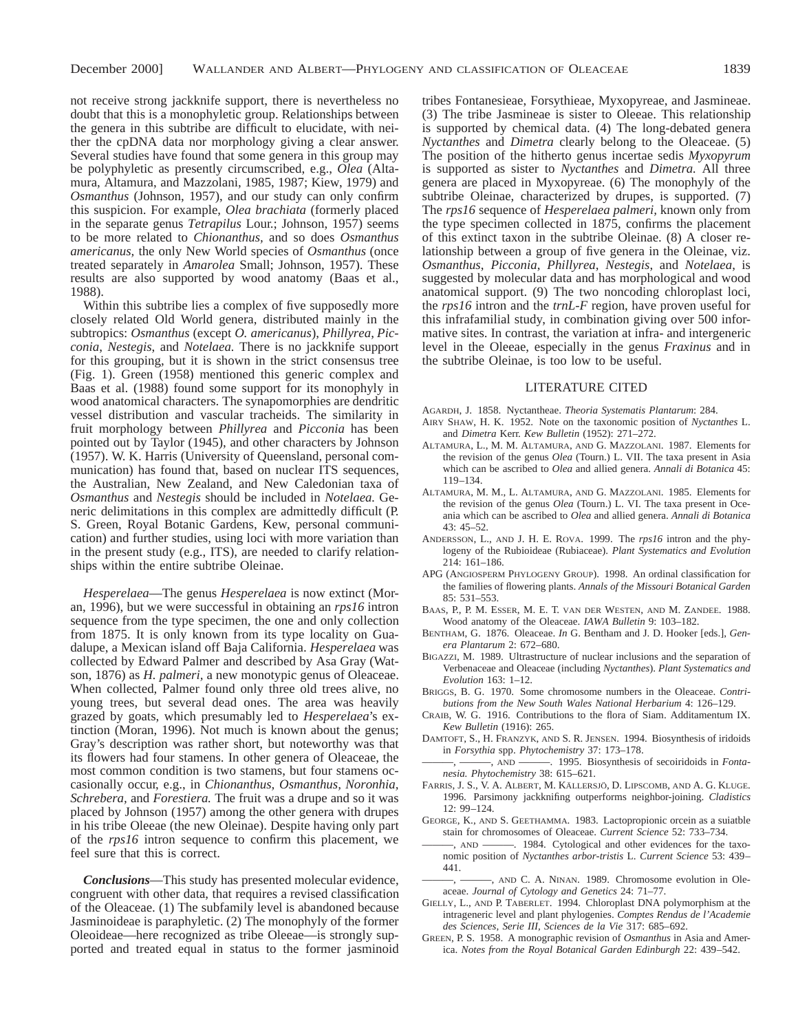not receive strong jackknife support, there is nevertheless no doubt that this is a monophyletic group. Relationships between the genera in this subtribe are difficult to elucidate, with neither the cpDNA data nor morphology giving a clear answer. Several studies have found that some genera in this group may be polyphyletic as presently circumscribed, e.g., *Olea* (Altamura, Altamura, and Mazzolani, 1985, 1987; Kiew, 1979) and *Osmanthus* (Johnson, 1957), and our study can only confirm this suspicion. For example, *Olea brachiata* (formerly placed in the separate genus *Tetrapilus* Lour.; Johnson, 1957) seems to be more related to *Chionanthus*, and so does *Osmanthus americanus*, the only New World species of *Osmanthus* (once treated separately in *Amarolea* Small; Johnson, 1957). These results are also supported by wood anatomy (Baas et al., 1988).

Within this subtribe lies a complex of five supposedly more closely related Old World genera, distributed mainly in the subtropics: *Osmanthus* (except *O. americanus*), *Phillyrea*, *Picconia*, *Nestegis*, and *Notelaea.* There is no jackknife support for this grouping, but it is shown in the strict consensus tree (Fig. 1). Green (1958) mentioned this generic complex and Baas et al. (1988) found some support for its monophyly in wood anatomical characters. The synapomorphies are dendritic vessel distribution and vascular tracheids. The similarity in fruit morphology between *Phillyrea* and *Picconia* has been pointed out by Taylor (1945), and other characters by Johnson (1957). W. K. Harris (University of Queensland, personal communication) has found that, based on nuclear ITS sequences, the Australian, New Zealand, and New Caledonian taxa of *Osmanthus* and *Nestegis* should be included in *Notelaea.* Generic delimitations in this complex are admittedly difficult (P. S. Green, Royal Botanic Gardens, Kew, personal communication) and further studies, using loci with more variation than in the present study (e.g., ITS), are needed to clarify relationships within the entire subtribe Oleinae.

*Hesperelaea*—The genus *Hesperelaea* is now extinct (Moran, 1996), but we were successful in obtaining an *rps16* intron sequence from the type specimen, the one and only collection from 1875. It is only known from its type locality on Guadalupe, a Mexican island off Baja California. *Hesperelaea* was collected by Edward Palmer and described by Asa Gray (Watson, 1876) as *H. palmeri*, a new monotypic genus of Oleaceae. When collected, Palmer found only three old trees alive, no young trees, but several dead ones. The area was heavily grazed by goats, which presumably led to *Hesperelaea*'s extinction (Moran, 1996). Not much is known about the genus; Gray's description was rather short, but noteworthy was that its flowers had four stamens. In other genera of Oleaceae, the most common condition is two stamens, but four stamens occasionally occur, e.g., in *Chionanthus*, *Osmanthus*, *Noronhia*, *Schrebera*, and *Forestiera.* The fruit was a drupe and so it was placed by Johnson (1957) among the other genera with drupes in his tribe Oleeae (the new Oleinae). Despite having only part of the *rps16* intron sequence to confirm this placement, we feel sure that this is correct.

***Conclusions***—This study has presented molecular evidence, congruent with other data, that requires a revised classification of the Oleaceae. (1) The subfamily level is abandoned because Jasminoideae is paraphyletic. (2) The monophyly of the former Oleoideae—here recognized as tribe Oleeae—is strongly supported and treated equal in status to the former jasminoid tribes Fontanesieae, Forsythieae, Myxopyreae, and Jasmineae. (3) The tribe Jasmineae is sister to Oleeae. This relationship is supported by chemical data. (4) The long-debated genera *Nyctanthes* and *Dimetra* clearly belong to the Oleaceae. (5) The position of the hitherto genus incertae sedis *Myxopyrum* is supported as sister to *Nyctanthes* and *Dimetra.* All three genera are placed in Myxopyreae. (6) The monophyly of the subtribe Oleinae, characterized by drupes, is supported. (7) The *rps16* sequence of *Hesperelaea palmeri*, known only from the type specimen collected in 1875, confirms the placement of this extinct taxon in the subtribe Oleinae. (8) A closer relationship between a group of five genera in the Oleinae, viz. *Osmanthus*, *Picconia*, *Phillyrea*, *Nestegis*, and *Notelaea*, is suggested by molecular data and has morphological and wood anatomical support. (9) The two noncoding chloroplast loci, the *rps16* intron and the *trnL-F* region, have proven useful for this infrafamilial study, in combination giving over 500 informative sites. In contrast, the variation at infra- and intergeneric level in the Oleeae, especially in the genus *Fraxinus* and in the subtribe Oleinae, is too low to be useful.

## LITERATURE CITED

Agardh, J. 1858. Nyctantheae. *Theoria Systematis Plantarum*: 284.

Airy Shaw, H. K. 1952. Note on the taxonomic position of *Nyctanthes* L. and *Dimetra* Kerr. *Kew Bulletin* (1952): 271–272.

Altamura, L., M. M. Altamura, and G. Mazzolani. 1987. Elements for the revision of the genus *Olea* (Tourn.) L. VII. The taxa present in Asia which can be ascribed to *Olea* and allied genera. *Annali di Botanica* 45: 119–134.

Altamura, M. M., L. Altamura, and G. Mazzolani. 1985. Elements for the revision of the genus *Olea* (Tourn.) L. VI. The taxa present in Oceania which can be ascribed to *Olea* and allied genera. *Annali di Botanica* 43: 45–52.

Andersson, L., and J. H. E. Rova. 1999. The *rps16* intron and the phylogeny of the Rubioideae (Rubiaceae). *Plant Systematics and Evolution* 214: 161–186.

APG (Angiosperm Phylogeny Group). 1998. An ordinal classification for the families of flowering plants. *Annals of the Missouri Botanical Garden* 85: 531–553.

Baas, P., P. M. Esser, M. E. T. van der Westen, and M. Zandee. 1988. Wood anatomy of the Oleaceae. *IAWA Bulletin* 9: 103–182.

Bentham, G. 1876. Oleaceae. *In* G. Bentham and J. D. Hooker [eds.], *Genera Plantarum* 2: 672–680.

Bigazzi, M. 1989. Ultrastructure of nuclear inclusions and the separation of Verbenaceae and Oleaceae (including *Nyctanthes*). *Plant Systematics and Evolution* 163: 1–12.

Briggs, B. G. 1970. Some chromosome numbers in the Oleaceae. *Contributions from the New South Wales National Herbarium* 4: 126–129.

Craib, W. G. 1916. Contributions to the flora of Siam. Additamentum IX. *Kew Bulletin* (1916): 265.

Damtoft, S., H. Franzyk, and S. R. Jensen. 1994. Biosynthesis of iridoids in *Forsythia* spp. *Phytochemistry* 37: 173–178.

———, ———, and ———. 1995. Biosynthesis of secoiridoids in *Fontanesia. Phytochemistry* 38: 615–621.

Farris, J. S., V. A. Albert, M. Källersjö, D. Lipscomb, and A. G. Kluge. 1996. Parsimony jackknifing outperforms neighbor-joining. *Cladistics* 12: 99–124.

George, K., and S. Geethamma. 1983. Lactopropionic orcein as a suiatble stain for chromosomes of Oleaceae. *Current Science* 52: 733–734.

———, and ———. 1984. Cytological and other evidences for the taxonomic position of *Nyctanthes arbor-tristis* L. *Current Science* 53: 439–441.

———, ———, and C. A. Ninan. 1989. Chromosome evolution in Oleaceae. *Journal of Cytology and Genetics* 24: 71–77.

Gielly, L., and P. Taberlet. 1994. Chloroplast DNA polymorphism at the intrageneric level and plant phylogenies. *Comptes Rendus de l'Academie des Sciences, Serie III, Sciences de la Vie* 317: 685–692.

Green, P. S. 1958. A monographic revision of *Osmanthus* in Asia and America. *Notes from the Royal Botanical Garden Edinburgh* 22: 439–542.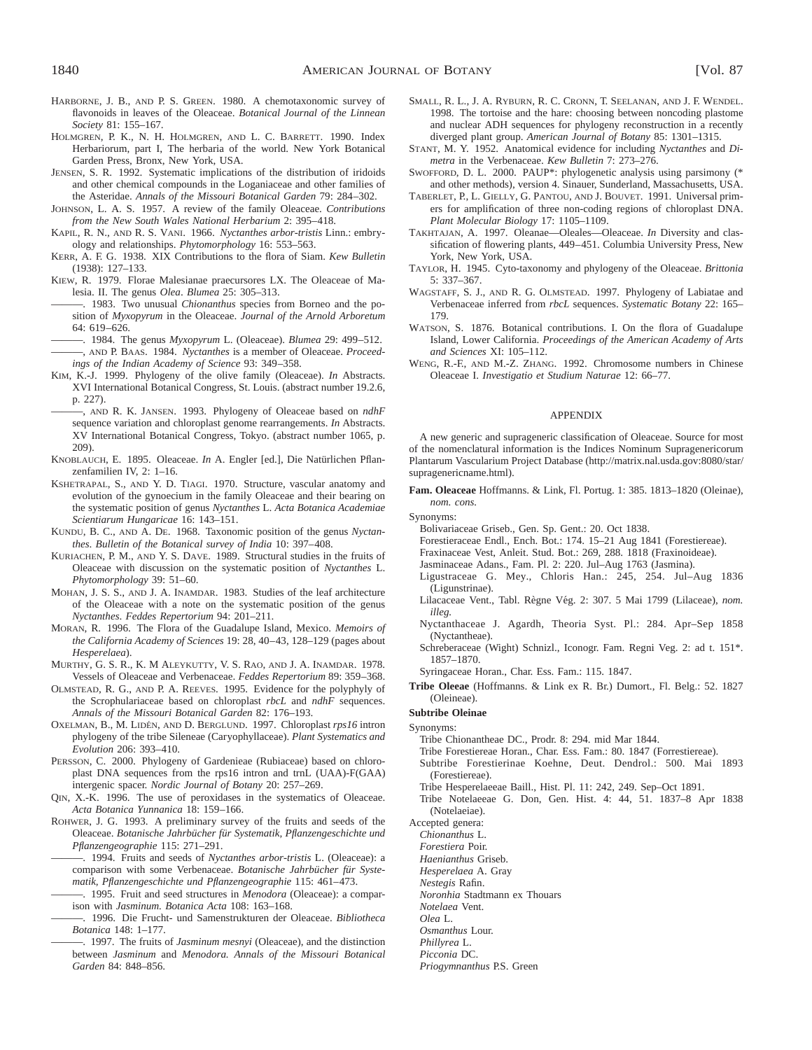Harborne, J. B., and P. S. Green. 1980. A chemotaxonomic survey of flavonoids in leaves of the Oleaceae. *Botanical Journal of the Linnean Society* 81: 155–167.

Holmgren, P. K., N. H. Holmgren, and L. C. Barrett. 1990. Index Herbariorum, part I, The herbaria of the world. New York Botanical Garden Press, Bronx, New York, USA.

Jensen, S. R. 1992. Systematic implications of the distribution of iridoids and other chemical compounds in the Loganiaceae and other families of the Asteridae. *Annals of the Missouri Botanical Garden* 79: 284–302.

Johnson, L. A. S. 1957. A review of the family Oleaceae. *Contributions from the New South Wales National Herbarium* 2: 395–418.

Kapil, R. N., and R. S. Vani. 1966. *Nyctanthes arbor-tristis* Linn.: embryology and relationships. *Phytomorphology* 16: 553–563.

Kerr, A. F. G. 1938. XIX Contributions to the flora of Siam. *Kew Bulletin* (1938): 127–133.

Kiew, R. 1979. Florae Malesianae praecursores LX. The Oleaceae of Malesia. II. The genus *Olea*. *Blumea* 25: 305–313.

———. 1983. Two unusual *Chionanthus* species from Borneo and the position of *Myxopyrum* in the Oleaceae. *Journal of the Arnold Arboretum* 64: 619–626.

———. 1984. The genus *Myxopyrum* L. (Oleaceae). *Blumea* 29: 499–512.

———, and P. Baas. 1984. *Nyctanthes* is a member of Oleaceae. *Proceedings of the Indian Academy of Science* 93: 349–358.

Kim, K.-J. 1999. Phylogeny of the olive family (Oleaceae). *In* Abstracts. XVI International Botanical Congress, St. Louis. (abstract number 19.2.6, p. 227).

———, and R. K. Jansen. 1993. Phylogeny of Oleaceae based on *ndhF* sequence variation and chloroplast genome rearrangements. *In* Abstracts. XV International Botanical Congress, Tokyo. (abstract number 1065, p. 209).

Knoblauch, E. 1895. Oleaceae. *In* A. Engler [ed.], Die Natürlichen Pflanzenfamilien IV, 2: 1–16.

Kshetrapal, S., and Y. D. Tiagi. 1970. Structure, vascular anatomy and evolution of the gynoecium in the family Oleaceae and their bearing on the systematic position of genus *Nyctanthes* L. *Acta Botanica Academiae Scientiarum Hungaricae* 16: 143–151.

Kundu, B. C., and A. De. 1968. Taxonomic position of the genus *Nyctanthes*. *Bulletin of the Botanical survey of India* 10: 397–408.

Kuriachen, P. M., and Y. S. Dave. 1989. Structural studies in the fruits of Oleaceae with discussion on the systematic position of *Nyctanthes* L. *Phytomorphology* 39: 51–60.

Mohan, J. S. S., and J. A. Inamdar. 1983. Studies of the leaf architecture of the Oleaceae with a note on the systematic position of the genus *Nyctanthes*. *Feddes Repertorium* 94: 201–211.

Moran, R. 1996. The Flora of the Guadalupe Island, Mexico. *Memoirs of the California Academy of Sciences* 19: 28, 40–43, 128–129 (pages about *Hesperelaea*).

Murthy, G. S. R., K. M Aleykutty, V. S. Rao, and J. A. Inamdar. 1978. Vessels of Oleaceae and Verbenaceae. *Feddes Repertorium* 89: 359–368.

Olmstead, R. G., and P. A. Reeves. 1995. Evidence for the polyphyly of the Scrophulariaceae based on chloroplast *rbcL* and *ndhF* sequences. *Annals of the Missouri Botanical Garden* 82: 176–193.

Oxelman, B., M. Lidén, and D. Berglund. 1997. Chloroplast *rps16* intron phylogeny of the tribe Sileneae (Caryophyllaceae). *Plant Systematics and Evolution* 206: 393–410.

Persson, C. 2000. Phylogeny of Gardenieae (Rubiaceae) based on chloroplast DNA sequences from the rps16 intron and trnL (UAA)-F(GAA) intergenic spacer. *Nordic Journal of Botany* 20: 257–269.

Qin, X.-K. 1996. The use of peroxidases in the systematics of Oleaceae. *Acta Botanica Yunnanica* 18: 159–166.

Rohwer, J. G. 1993. A preliminary survey of the fruits and seeds of the Oleaceae. *Botanische Jahrbücher für Systematik, Pflanzengeschichte und Pflanzengeographie* 115: 271–291.

———. 1994. Fruits and seeds of *Nyctanthes arbor-tristis* L. (Oleaceae): a comparison with some Verbenaceae. *Botanische Jahrbücher für Systematik, Pflanzengeschichte und Pflanzengeographie* 115: 461–473.

———. 1995. Fruit and seed structures in *Menodora* (Oleaceae): a comparison with *Jasminum*. *Botanica Acta* 108: 163–168.

———. 1996. Die Frucht- und Samenstrukturen der Oleaceae. *Bibliotheca Botanica* 148: 1–177.

———. 1997. The fruits of *Jasminum mesnyi* (Oleaceae), and the distinction between *Jasminum* and *Menodora*. *Annals of the Missouri Botanical Garden* 84: 848–856.

Small, R. L., J. A. Ryburn, R. C. Cronn, T. Seelanan, and J. F. Wendel. 1998. The tortoise and the hare: choosing between noncoding plastome and nuclear ADH sequences for phylogeny reconstruction in a recently diverged plant group. *American Journal of Botany* 85: 1301–1315.

Stant, M. Y. 1952. Anatomical evidence for including *Nyctanthes* and *Dimetra* in the Verbenaceae. *Kew Bulletin* 7: 273–276.

Swofford, D. L. 2000. PAUP*: phylogenetic analysis using parsimony (* and other methods), version 4. Sinauer, Sunderland, Massachusetts, USA.

Taberlet, P., L. Gielly, G. Pantou, and J. Bouvet. 1991. Universal primers for amplification of three non-coding regions of chloroplast DNA. *Plant Molecular Biology* 17: 1105–1109.

Takhtajan, A. 1997. Oleanae—Oleales—Oleaceae. *In* Diversity and classification of flowering plants, 449–451. Columbia University Press, New York, New York, USA.

Taylor, H. 1945. Cyto-taxonomy and phylogeny of the Oleaceae. *Brittonia* 5: 337–367.

Wagstaff, S. J., and R. G. Olmstead. 1997. Phylogeny of Labiatae and Verbenaceae inferred from *rbcL* sequences. *Systematic Botany* 22: 165–179.

Watson, S. 1876. Botanical contributions. I. On the flora of Guadalupe Island, Lower California. *Proceedings of the American Academy of Arts and Sciences* XI: 105–112.

Weng, R.-F., and M.-Z. Zhang. 1992. Chromosome numbers in Chinese Oleaceae I. *Investigatio et Studium Naturae* 12: 66–77.

## APPENDIX

A new generic and suprageneric classification of Oleaceae. Source for most of the nomenclatural information is the Indices Nominum Supragenericorum Plantarum Vascularium Project Database (http://matrix.nal.usda.gov:8080/star/suprageneric name.html).

**Fam. Oleaceae** Hoffmanns. & Link, Fl. Portug. 1: 385. 1813–1820 (Oleinae), *nom. cons.*

Synonyms:

- Bolivariaceae Griseb., Gen. Sp. Gent.: 20. Oct 1838.
- Forestieraceae Endl., Ench. Bot.: 174. 15–21 Aug 1841 (Forestiereae).
- Fraxinaceae Vest, Anleit. Stud. Bot.: 269, 288. 1818 (Fraxinoideae).
- Jasminaceae Adans., Fam. Pl. 2: 220. Jul–Aug 1763 (Jasmina).
- Ligustraceae G. Mey., Chloris Han.: 245, 254. Jul–Aug 1836 (Ligunstrinae).
- Lilacaceae Vent., Tabl. Règne Vég. 2: 307. 5 Mai 1799 (Lilaceae), *nom. illeg.*
- Nyctanthaceae J. Agardh, Theoria Syst. Pl.: 284. Apr–Sep 1858 (Nyctantheae).
- Schreberaceae (Wight) Schnizl., Iconogr. Fam. Regni Veg. 2: ad t. 151*. 1857–1870.
- Syringaceae Horan., Char. Ess. Fam.: 115. 1847.

**Tribe Oleeae** (Hoffmanns. & Link ex R. Br.) Dumort., Fl. Belg.: 52. 1827 (Oleineae).

**Subtribe Oleinae**

Synonyms:

- Tribe Chionantheae DC., Prodr. 8: 294. mid Mar 1844.
- Tribe Forestiereae Horan., Char. Ess. Fam.: 80. 1847 (Forrestiereae).
- Subtribe Forestierinae Koehne, Deut. Dendrol.: 500. Mai 1893 (Forestiereae).
- Tribe Hesperelaeeae Baill., Hist. Pl. 11: 242, 249. Sep–Oct 1891.
- Tribe Notelaeeae G. Don, Gen. Hist. 4: 44, 51. 1837–8 Apr 1838 (Notelaeiae).

Accepted genera:

- *Chionanthus* L.
- *Forestiera* Poir.
- *Haenianthus* Griseb.
- *Hesperelaea* A. Gray
- *Nestegis* Rafin.
- *Noronhia* Stadtmann ex Thouars
- *Notelaea* Vent.
- *Olea* L.
- *Osmanthus* Lour.
- *Phillyrea* L.
- *Picconia* DC.
- *Priogymnanthus* P.S. Green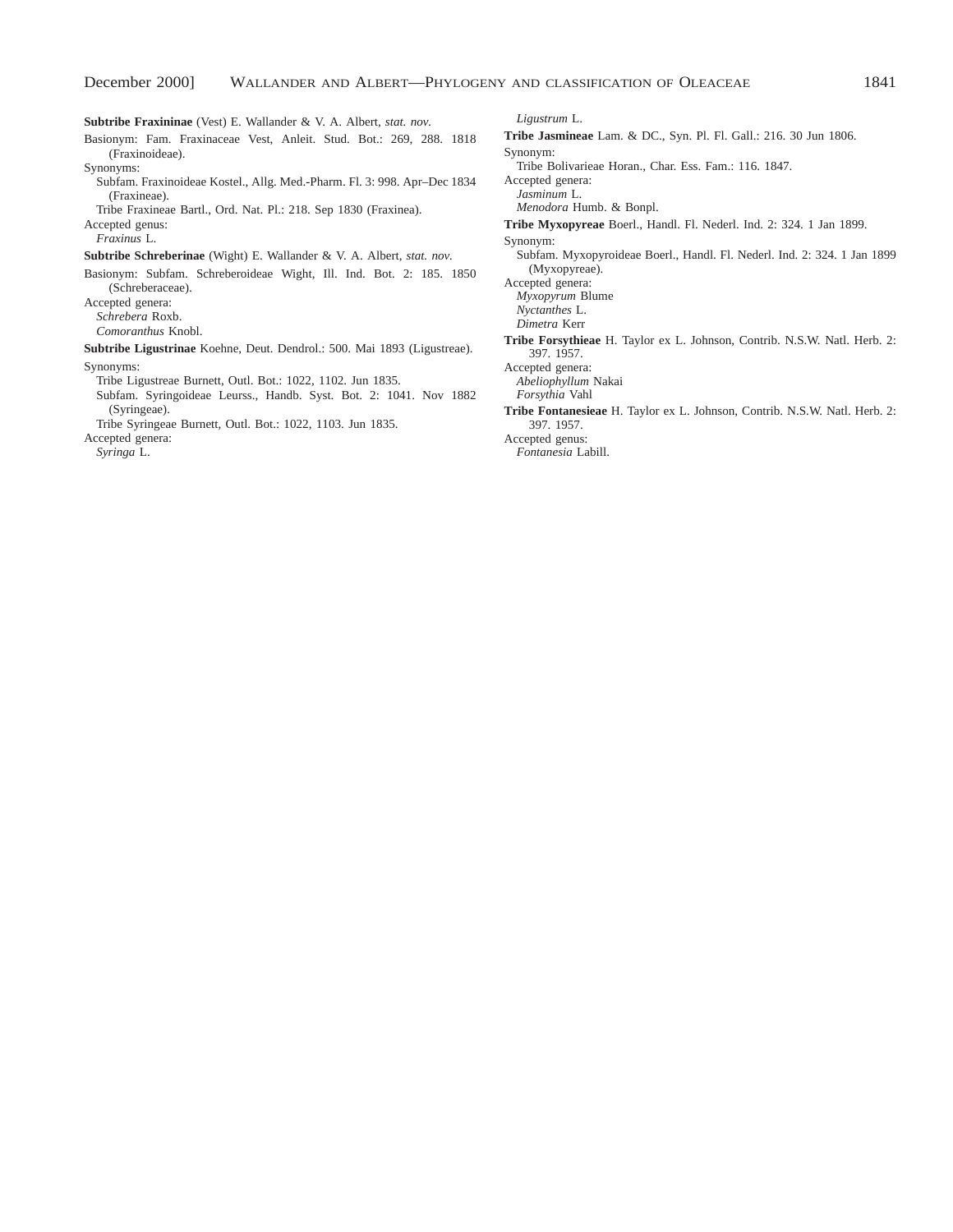**Subtribe Fraxininae** (Vest) E. Wallander & V. A. Albert, *stat. nov.*

Basionym: Fam. Fraxinaceae Vest, Anleit. Stud. Bot.: 269, 288. 1818 (Fraxinoideae).

Synonyms:

Subfam. Fraxinoideae Kostel., Allg. Med.-Pharm. Fl. 3: 998. Apr–Dec 1834 (Fraxineae).

Tribe Fraxineae Bartl., Ord. Nat. Pl.: 218. Sep 1830 (Fraxinea).

Accepted genus:

*Fraxinus* L.

**Subtribe Schreberinae** (Wight) E. Wallander & V. A. Albert, *stat. nov.*

Basionym: Subfam. Schreberoideae Wight, Ill. Ind. Bot. 2: 185. 1850 (Schreberaceae).

Accepted genera:

*Schrebera* Roxb.

*Comoranthus* Knobl.

**Subtribe Ligustrinae** Koehne, Deut. Dendrol.: 500. Mai 1893 (Ligustreae).

Synonyms:

Tribe Ligustreae Burnett, Outl. Bot.: 1022, 1102. Jun 1835.

Subfam. Syringoideae Leurss., Handb. Syst. Bot. 2: 1041. Nov 1882 (Syringeae).

Tribe Syringeae Burnett, Outl. Bot.: 1022, 1103. Jun 1835.

Accepted genera:

*Syringa* L.

*Ligustrum* L.

**Tribe Jasmineae** Lam. & DC., Syn. Pl. Fl. Gall.: 216. 30 Jun 1806.

Synonym:

Tribe Bolivarieae Horan., Char. Ess. Fam.: 116. 1847.

Accepted genera:

*Jasminum* L.

*Menodora* Humb. & Bonpl.

**Tribe Myxopyreae** Boerl., Handl. Fl. Nederl. Ind. 2: 324. 1 Jan 1899.

Synonym:

Subfam. Myxopyroideae Boerl., Handl. Fl. Nederl. Ind. 2: 324. 1 Jan 1899 (Myxopyreae).

Accepted genera:

*Myxopyrum* Blume

*Nyctanthes* L.

*Dimetra* Kerr

**Tribe Forsythieae** H. Taylor ex L. Johnson, Contrib. N.S.W. Natl. Herb. 2: 397. 1957.

Accepted genera:

*Abeliophyllum* Nakai

*Forsythia* Vahl

**Tribe Fontanesieae** H. Taylor ex L. Johnson, Contrib. N.S.W. Natl. Herb. 2: 397. 1957.

Accepted genus:

*Fontanesia* Labill.